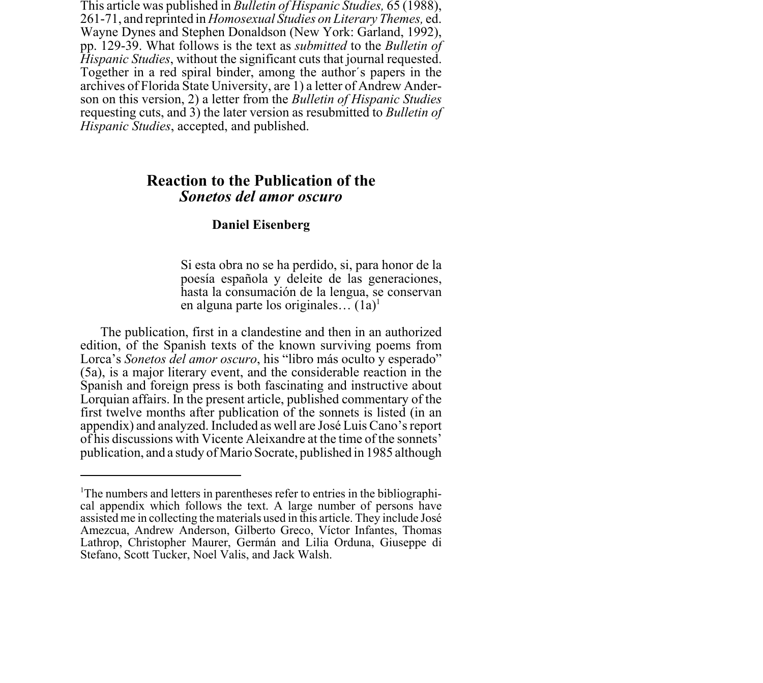This article was published in *Bulletin of Hispanic Studies,* 65 (1988), 261-71, and reprinted in *Homosexual Studies on Literary Themes,* ed. Wayne Dynes and Stephen Donaldson (New York: Garland, 1992), pp. 129-39. What follows is the text as *submitted* to the *Bulletin of Hispanic Studies*, without the significant cuts that journal requested. Together in a red spiral binder, among the author´s papers in the archives of Florida State University, are 1) a letter of Andrew Anderson on this version, 2) a letter from the *Bulletin of Hispanic Studies* requesting cuts, and 3) the later version as resubmitted to *Bulletin of Hispanic Studies*, accepted, and published.

# Reaction to the Publication of the *Sonetos del amor oscuro*

**Daniel Eisenberg**

> Si esta obra no se ha perdido, si, para honor de la poesía española y deleite de las generaciones, hasta la consumación de la lengua, se conservan en alguna parte los originales… (1a)[1]

The publication, first in a clandestine and then in an authorized edition, of the Spanish texts of the known surviving poems from Lorca's *Sonetos del amor oscuro*, his "libro más oculto y esperado" (5a), is a major literary event, and the considerable reaction in the Spanish and foreign press is both fascinating and instructive about Lorquian affairs. In the present article, published commentary of the first twelve months after publication of the sonnets is listed (in an appendix) and analyzed. Included as well are José Luis Cano's report of his discussions with Vicente Aleixandre at the time of the sonnets' publication, and a study of Mario Socrate, published in 1985 although

---

[1]The numbers and letters in parentheses refer to entries in the bibliographical appendix which follows the text. A large number of persons have assisted me in collecting the materials used in this article. They include José Amezcua, Andrew Anderson, Gilberto Greco, Víctor Infantes, Thomas Lathrop, Christopher Maurer, Germán and Lilia Orduna, Giuseppe di Stefano, Scott Tucker, Noel Valis, and Jack Walsh.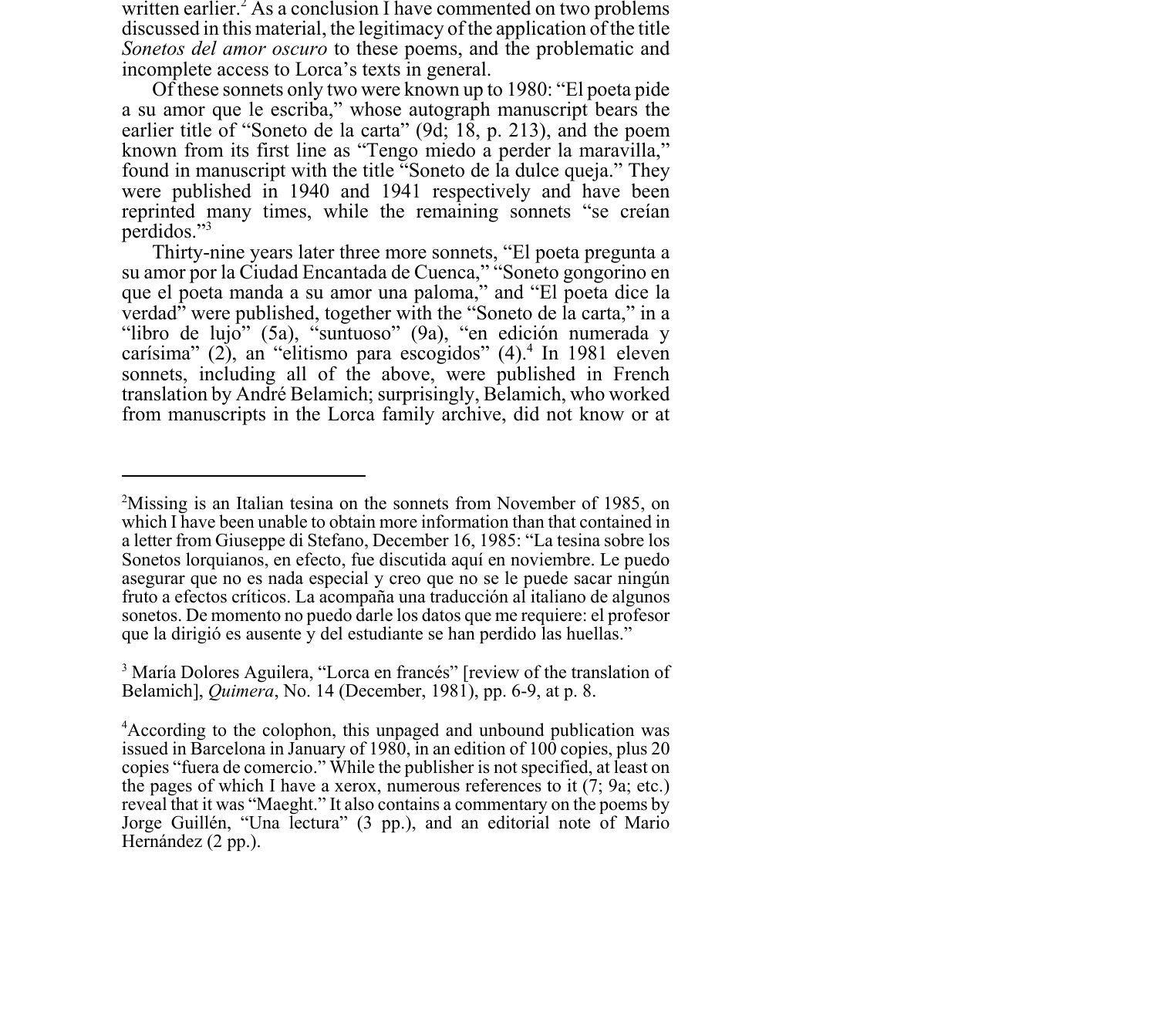written earlier.[2] As a conclusion I have commented on two problems discussed in this material, the legitimacy of the application of the title *Sonetos del amor oscuro* to these poems, and the problematic and incomplete access to Lorca's texts in general.

Of these sonnets only two were known up to 1980: "El poeta pide a su amor que le escriba," whose autograph manuscript bears the earlier title of "Soneto de la carta" (9d; 18, p. 213), and the poem known from its first line as "Tengo miedo a perder la maravilla," found in manuscript with the title "Soneto de la dulce queja." They were published in 1940 and 1941 respectively and have been reprinted many times, while the remaining sonnets "se creían perdidos."[3]

Thirty-nine years later three more sonnets, "El poeta pregunta a su amor por la Ciudad Encantada de Cuenca," "Soneto gongorino en que el poeta manda a su amor una paloma," and "El poeta dice la verdad" were published, together with the "Soneto de la carta," in a "libro de lujo" (5a), "suntuoso" (9a), "en edición numerada y carísima" (2), an "elitismo para escogidos" (4).[4] In 1981 eleven sonnets, including all of the above, were published in French translation by André Belamich; surprisingly, Belamich, who worked from manuscripts in the Lorca family archive, did not know or at

---

[2]Missing is an Italian tesina on the sonnets from November of 1985, on which I have been unable to obtain more information than that contained in a letter from Giuseppe di Stefano, December 16, 1985: "La tesina sobre los Sonetos lorquianos, en efecto, fue discutida aquí en noviembre. Le puedo asegurar que no es nada especial y creo que no se le puede sacar ningún fruto a efectos críticos. La acompaña una traducción al italiano de algunos sonetos. De momento no puedo darle los datos que me requiere: el profesor que la dirigió es ausente y del estudiante se han perdido las huellas."

[3] María Dolores Aguilera, "Lorca en francés" [review of the translation of Belamich], *Quimera*, No. 14 (December, 1981), pp. 6-9, at p. 8.

[4]According to the colophon, this unpaged and unbound publication was issued in Barcelona in January of 1980, in an edition of 100 copies, plus 20 copies "fuera de comercio." While the publisher is not specified, at least on the pages of which I have a xerox, numerous references to it (7; 9a; etc.) reveal that it was "Maeght." It also contains a commentary on the poems by Jorge Guillén, "Una lectura" (3 pp.), and an editorial note of Mario Hernández (2 pp.).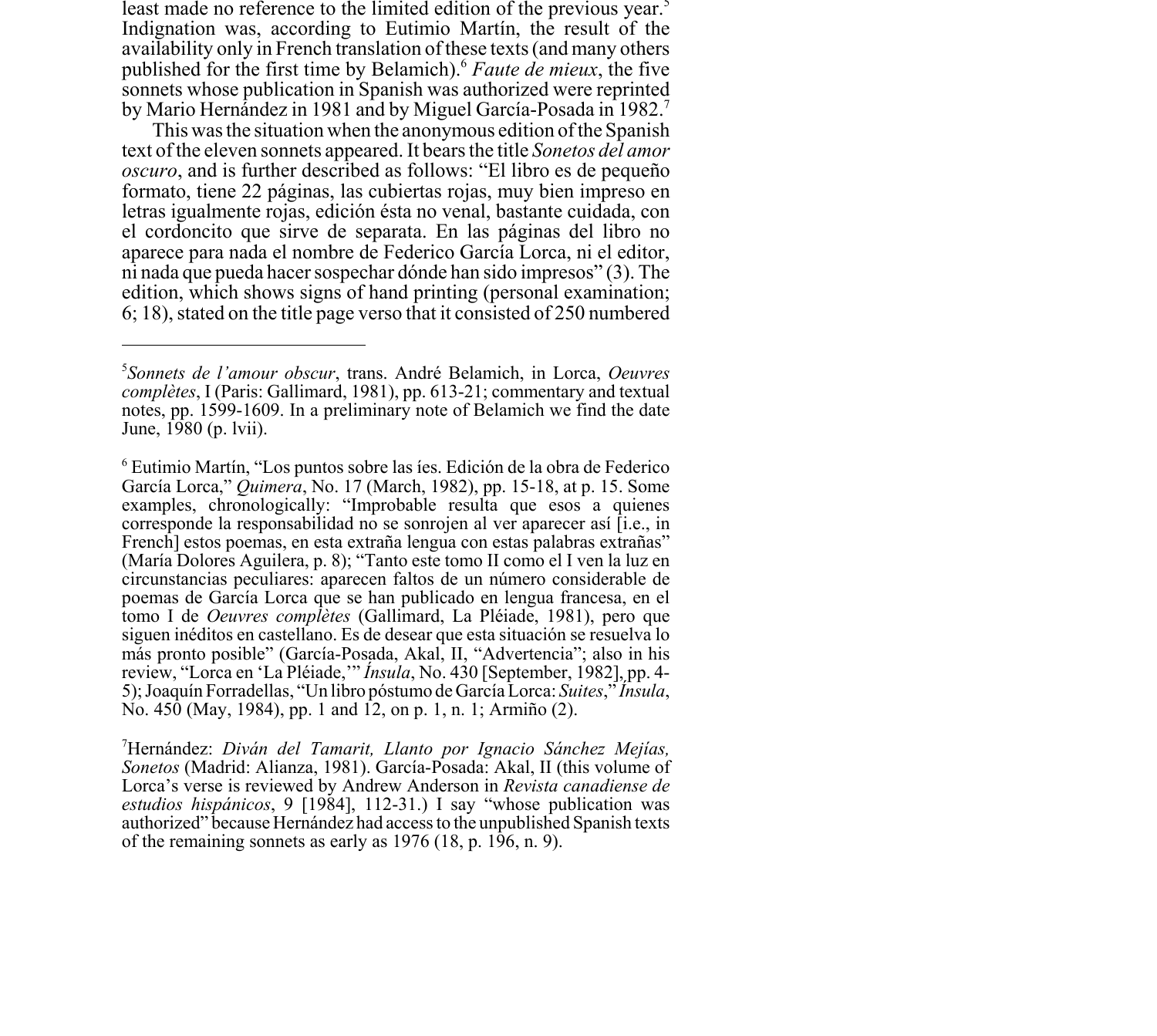least made no reference to the limited edition of the previous year.[5] Indignation was, according to Eutimio Martín, the result of the availability only in French translation of these texts (and many others published for the first time by Belamich).[6] *Faute de mieux*, the five sonnets whose publication in Spanish was authorized were reprinted by Mario Hernández in 1981 and by Miguel García-Posada in 1982.[7]

This was the situation when the anonymous edition of the Spanish text of the eleven sonnets appeared. It bears the title *Sonetos del amor oscuro*, and is further described as follows: "El libro es de pequeño formato, tiene 22 páginas, las cubiertas rojas, muy bien impreso en letras igualmente rojas, edición ésta no venal, bastante cuidada, con el cordoncito que sirve de separata. En las páginas del libro no aparece para nada el nombre de Federico García Lorca, ni el editor, ni nada que pueda hacer sospechar dónde han sido impresos" (3). The edition, which shows signs of hand printing (personal examination; 6; 18), stated on the title page verso that it consisted of 250 numbered

---

[5] *Sonnets de l'amour obscur*, trans. André Belamich, in Lorca, *Oeuvres complètes*, I (Paris: Gallimard, 1981), pp. 613-21; commentary and textual notes, pp. 1599-1609. In a preliminary note of Belamich we find the date June, 1980 (p. lvii).

[6] Eutimio Martín, "Los puntos sobre las íes. Edición de la obra de Federico García Lorca," *Quimera*, No. 17 (March, 1982), pp. 15-18, at p. 15. Some examples, chronologically: "Improbable resulta que esos a quienes corresponde la responsabilidad no se sonrojen al ver aparecer así [i.e., in French] estos poemas, en esta extraña lengua con estas palabras extrañas" (María Dolores Aguilera, p. 8); "Tanto este tomo II como el I ven la luz en circunstancias peculiares: aparecen faltos de un número considerable de poemas de García Lorca que se han publicado en lengua francesa, en el tomo I de *Oeuvres complètes* (Gallimard, La Pléiade, 1981), pero que siguen inéditos en castellano. Es de desear que esta situación se resuelva lo más pronto posible" (García-Posada, Akal, II, "Advertencia"; also in his review, "Lorca en 'La Pléiade,'" *Ínsula*, No. 430 [September, 1982], pp. 4-5); Joaquín Forradellas, "Un libro póstumo de García Lorca: *Suites*," *Ínsula*, No. 450 (May, 1984), pp. 1 and 12, on p. 1, n. 1; Armiño (2).

[7] Hernández: *Diván del Tamarit, Llanto por Ignacio Sánchez Mejías, Sonetos* (Madrid: Alianza, 1981). García-Posada: Akal, II (this volume of Lorca's verse is reviewed by Andrew Anderson in *Revista canadiense de estudios hispánicos*, 9 [1984], 112-31.) I say "whose publication was authorized" because Hernández had access to the unpublished Spanish texts of the remaining sonnets as early as 1976 (18, p. 196, n. 9).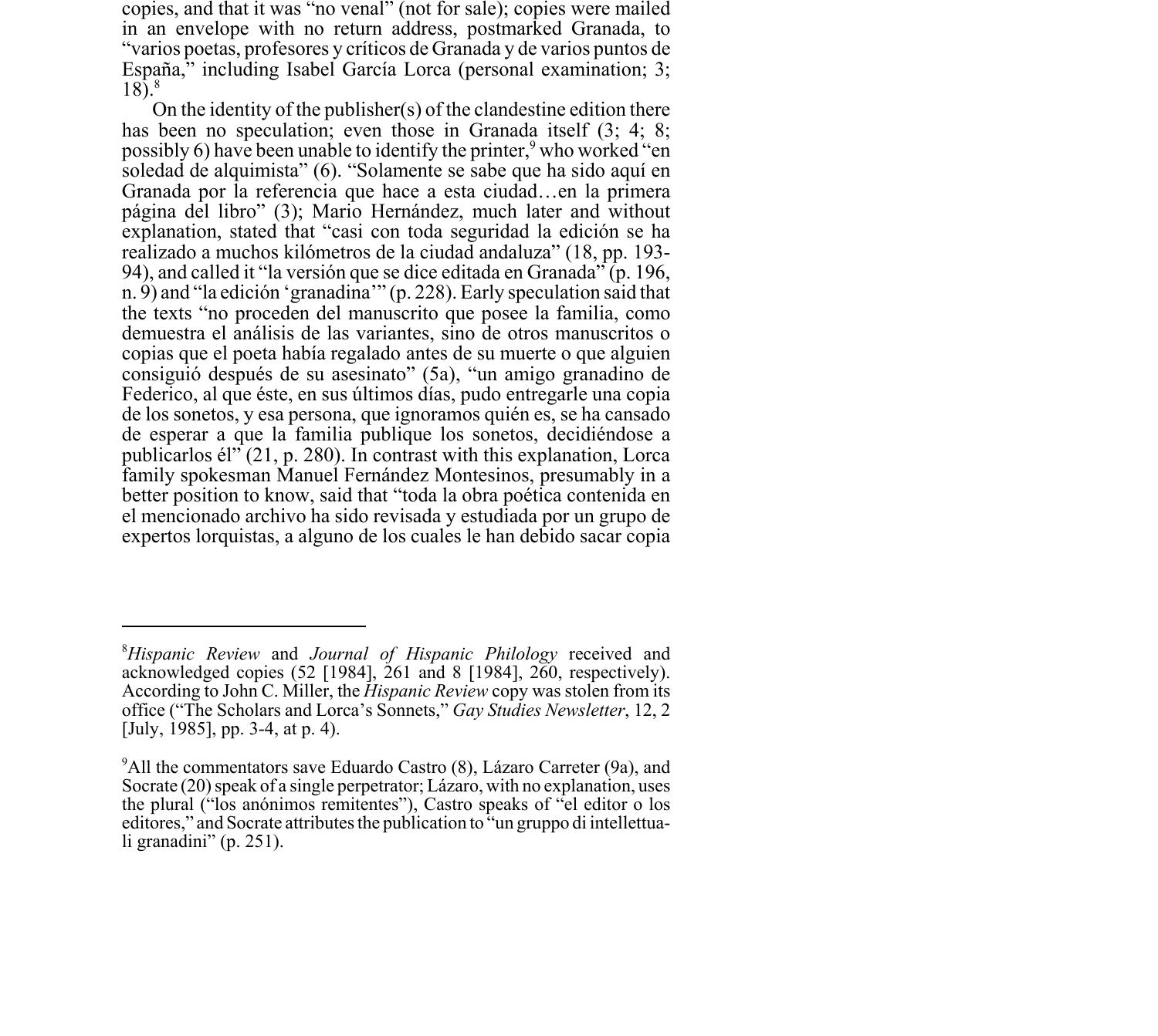copies, and that it was "no venal" (not for sale); copies were mailed in an envelope with no return address, postmarked Granada, to "varios poetas, profesores y críticos de Granada y de varios puntos de España," including Isabel García Lorca (personal examination; 3; 18).[8]

On the identity of the publisher(s) of the clandestine edition there has been no speculation; even those in Granada itself (3; 4; 8; possibly 6) have been unable to identify the printer,[9] who worked "en soledad de alquimista" (6). "Solamente se sabe que ha sido aquí en Granada por la referencia que hace a esta ciudad…en la primera página del libro" (3); Mario Hernández, much later and without explanation, stated that "casi con toda seguridad la edición se ha realizado a muchos kilómetros de la ciudad andaluza" (18, pp. 193-94), and called it "la versión que se dice editada en Granada" (p. 196, n. 9) and "la edición 'granadina'" (p. 228). Early speculation said that the texts "no proceden del manuscrito que posee la familia, como demuestra el análisis de las variantes, sino de otros manuscritos o copias que el poeta había regalado antes de su muerte o que alguien consiguió después de su asesinato" (5a), "un amigo granadino de Federico, al que éste, en sus últimos días, pudo entregarle una copia de los sonetos, y esa persona, que ignoramos quién es, se ha cansado de esperar a que la familia publique los sonetos, decidiéndose a publicarlos él" (21, p. 280). In contrast with this explanation, Lorca family spokesman Manuel Fernández Montesinos, presumably in a better position to know, said that "toda la obra poética contenida en el mencionado archivo ha sido revisada y estudiada por un grupo de expertos lorquistas, a alguno de los cuales le han debido sacar copia

---

[8] *Hispanic Review* and *Journal of Hispanic Philology* received and acknowledged copies (52 [1984], 261 and 8 [1984], 260, respectively). According to John C. Miller, the *Hispanic Review* copy was stolen from its office ("The Scholars and Lorca's Sonnets," *Gay Studies Newsletter*, 12, 2 [July, 1985], pp. 3-4, at p. 4).

[9] All the commentators save Eduardo Castro (8), Lázaro Carreter (9a), and Socrate (20) speak of a single perpetrator; Lázaro, with no explanation, uses the plural ("los anónimos remitentes"), Castro speaks of "el editor o los editores," and Socrate attributes the publication to "un gruppo di intellettuali granadini" (p. 251).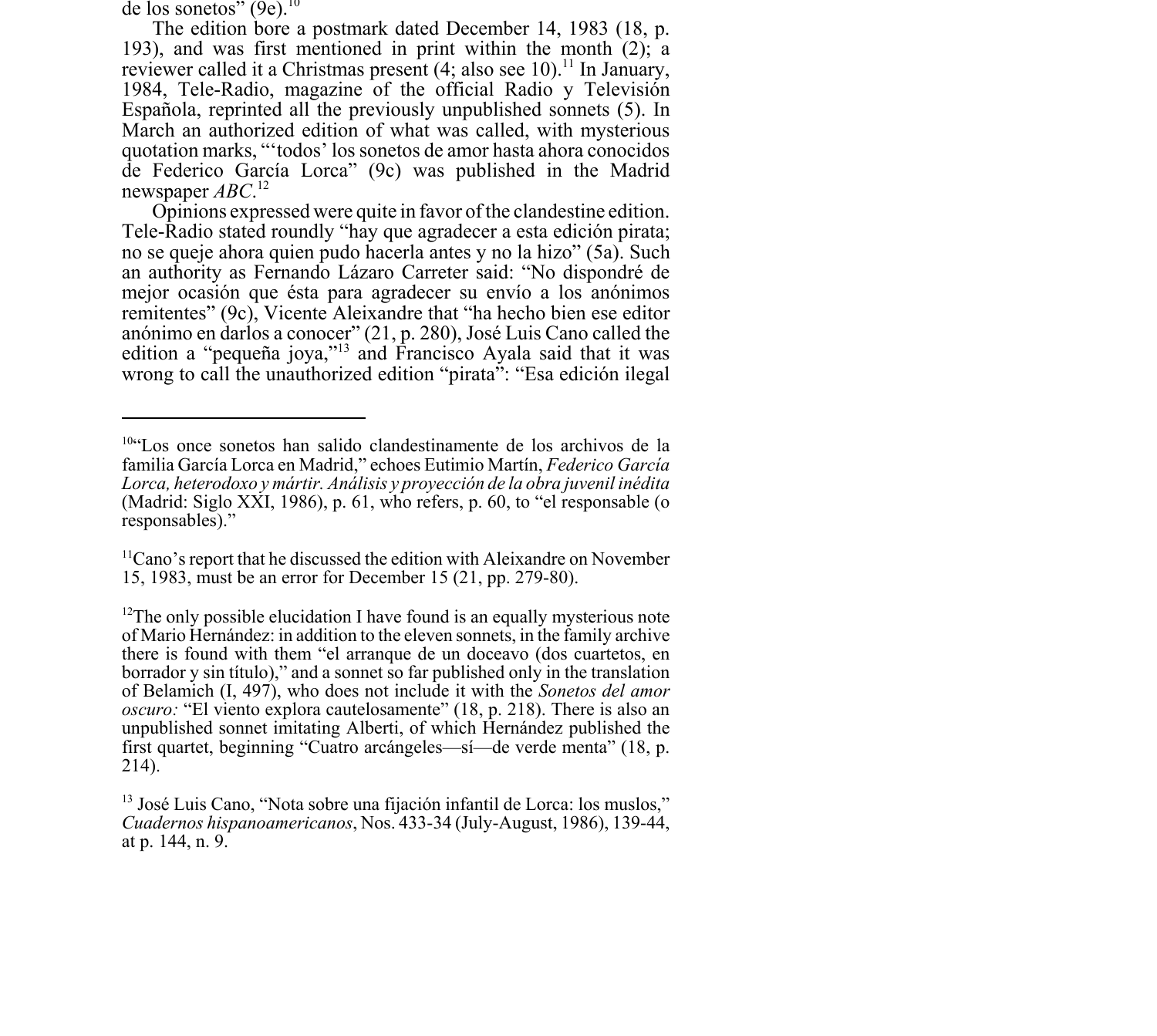de los sonetos" (9e).[10]

The edition bore a postmark dated December 14, 1983 (18, p. 193), and was first mentioned in print within the month (2); a reviewer called it a Christmas present (4; also see 10).[11] In January, 1984, Tele-Radio, magazine of the official Radio y Televisión Española, reprinted all the previously unpublished sonnets (5). In March an authorized edition of what was called, with mysterious quotation marks, "'todos' los sonetos de amor hasta ahora conocidos de Federico García Lorca" (9c) was published in the Madrid newspaper *ABC*.[12]

Opinions expressed were quite in favor of the clandestine edition. Tele-Radio stated roundly "hay que agradecer a esta edición pirata; no se queje ahora quien pudo hacerla antes y no la hizo" (5a). Such an authority as Fernando Lázaro Carreter said: "No dispondré de mejor ocasión que ésta para agradecer su envío a los anónimos remitentes" (9c), Vicente Aleixandre that "ha hecho bien ese editor anónimo en darlos a conocer" (21, p. 280), José Luis Cano called the edition a "pequeña joya,"[13] and Francisco Ayala said that it was wrong to call the unauthorized edition "pirata": "Esa edición ilegal

---

[10]"Los once sonetos han salido clandestinamente de los archivos de la familia García Lorca en Madrid," echoes Eutimio Martín, *Federico García Lorca, heterodoxo y mártir. Análisis y proyección de la obra juvenil inédita* (Madrid: Siglo XXI, 1986), p. 61, who refers, p. 60, to "el responsable (o responsables)."

[11]Cano's report that he discussed the edition with Aleixandre on November 15, 1983, must be an error for December 15 (21, pp. 279-80).

[12]The only possible elucidation I have found is an equally mysterious note of Mario Hernández: in addition to the eleven sonnets, in the family archive there is found with them "el arranque de un doceavo (dos cuartetos, en borrador y sin título)," and a sonnet so far published only in the translation of Belamich (I, 497), who does not include it with the *Sonetos del amor oscuro:* "El viento explora cautelosamente" (18, p. 218). There is also an unpublished sonnet imitating Alberti, of which Hernández published the first quartet, beginning "Cuatro arcángeles—sí—de verde menta" (18, p. 214).

[13] José Luis Cano, "Nota sobre una fijación infantil de Lorca: los muslos," *Cuadernos hispanoamericanos*, Nos. 433-34 (July-August, 1986), 139-44, at p. 144, n. 9.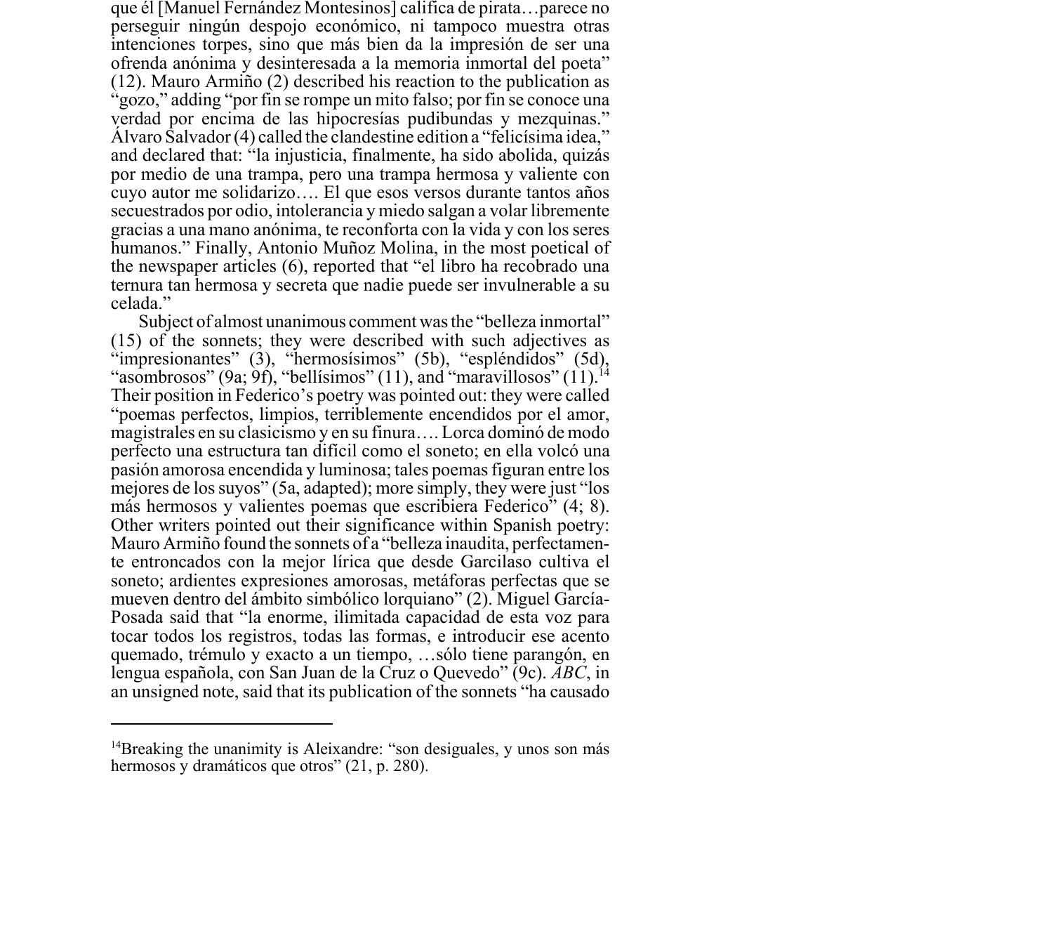que él [Manuel Fernández Montesinos] califica de pirata…parece no perseguir ningún despojo económico, ni tampoco muestra otras intenciones torpes, sino que más bien da la impresión de ser una ofrenda anónima y desinteresada a la memoria inmortal del poeta" (12). Mauro Armiño (2) described his reaction to the publication as "gozo," adding "por fin se rompe un mito falso; por fin se conoce una verdad por encima de las hipocresías pudibundas y mezquinas." Álvaro Salvador (4) called the clandestine edition a "felicísima idea," and declared that: "la injusticia, finalmente, ha sido abolida, quizás por medio de una trampa, pero una trampa hermosa y valiente con cuyo autor me solidarizo…. El que esos versos durante tantos años secuestrados por odio, intolerancia y miedo salgan a volar libremente gracias a una mano anónima, te reconforta con la vida y con los seres humanos." Finally, Antonio Muñoz Molina, in the most poetical of the newspaper articles (6), reported that "el libro ha recobrado una ternura tan hermosa y secreta que nadie puede ser invulnerable a su celada."

Subject of almost unanimous comment was the "belleza inmortal" (15) of the sonnets; they were described with such adjectives as "impresionantes" (3), "hermosísimos" (5b), "espléndidos" (5d), "asombrosos" (9a; 9f), "bellísimos" (11), and "maravillosos" (11).[14] Their position in Federico's poetry was pointed out: they were called "poemas perfectos, limpios, terriblemente encendidos por el amor, magistrales en su clasicismo y en su finura…. Lorca dominó de modo perfecto una estructura tan difícil como el soneto; en ella volcó una pasión amorosa encendida y luminosa; tales poemas figuran entre los mejores de los suyos" (5a, adapted); more simply, they were just "los más hermosos y valientes poemas que escribiera Federico" (4; 8). Other writers pointed out their significance within Spanish poetry: Mauro Armiño found the sonnets of a "belleza inaudita, perfectamente entroncados con la mejor lírica que desde Garcilaso cultiva el soneto; ardientes expresiones amorosas, metáforas perfectas que se mueven dentro del ámbito simbólico lorquiano" (2). Miguel García-Posada said that "la enorme, ilimitada capacidad de esta voz para tocar todos los registros, todas las formas, e introducir ese acento quemado, trémulo y exacto a un tiempo, …sólo tiene parangón, en lengua española, con San Juan de la Cruz o Quevedo" (9c). *ABC*, in an unsigned note, said that its publication of the sonnets "ha causado

---

[14]Breaking the unanimity is Aleixandre: "son desiguales, y unos son más hermosos y dramáticos que otros" (21, p. 280).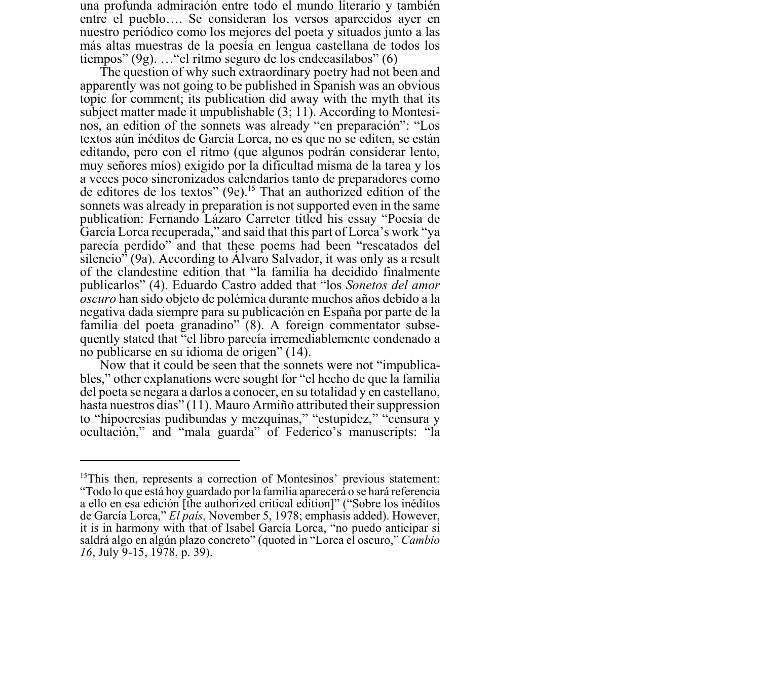una profunda admiración entre todo el mundo literario y también entre el pueblo…. Se consideran los versos aparecidos ayer en nuestro periódico como los mejores del poeta y situados junto a las más altas muestras de la poesía en lengua castellana de todos los tiempos" (9g). …"el ritmo seguro de los endecasílabos" (6)

The question of why such extraordinary poetry had not been and apparently was not going to be published in Spanish was an obvious topic for comment; its publication did away with the myth that its subject matter made it unpublishable (3; 11). According to Montesinos, an edition of the sonnets was already "en preparación": "Los textos aún inéditos de García Lorca, no es que no se editen, se están editando, pero con el ritmo (que algunos podrán considerar lento, muy señores míos) exigido por la dificultad misma de la tarea y los a veces poco sincronizados calendarios tanto de preparadores como de editores de los textos" (9e).[15] That an authorized edition of the sonnets was already in preparation is not supported even in the same publication: Fernando Lázaro Carreter titled his essay "Poesía de García Lorca recuperada," and said that this part of Lorca's work "ya parecía perdido" and that these poems had been "rescatados del silencio" (9a). According to Álvaro Salvador, it was only as a result of the clandestine edition that "la familia ha decidido finalmente publicarlos" (4). Eduardo Castro added that "los *Sonetos del amor oscuro* han sido objeto de polémica durante muchos años debido a la negativa dada siempre para su publicación en España por parte de la familia del poeta granadino" (8). A foreign commentator subsequently stated that "el libro parecía irremediablemente condenado a no publicarse en su idioma de origen" (14).

Now that it could be seen that the sonnets were not "impublicables," other explanations were sought for "el hecho de que la familia del poeta se negara a darlos a conocer, en su totalidad y en castellano, hasta nuestros días" (11). Mauro Armiño attributed their suppression to "hipocresías pudibundas y mezquinas," "estupidez," "censura y ocultación," and "mala guarda" of Federico's manuscripts: "la

---

[15]This then, represents a correction of Montesinos' previous statement: "Todo lo que está hoy guardado por la familia aparecerá o se hará referencia a ello en esa edición [the authorized critical edition]" ("Sobre los inéditos de García Lorca," *El país*, November 5, 1978; emphasis added). However, it is in harmony with that of Isabel García Lorca, "no puedo anticipar si saldrá algo en algún plazo concreto" (quoted in "Lorca el oscuro," *Cambio 16*, July 9-15, 1978, p. 39).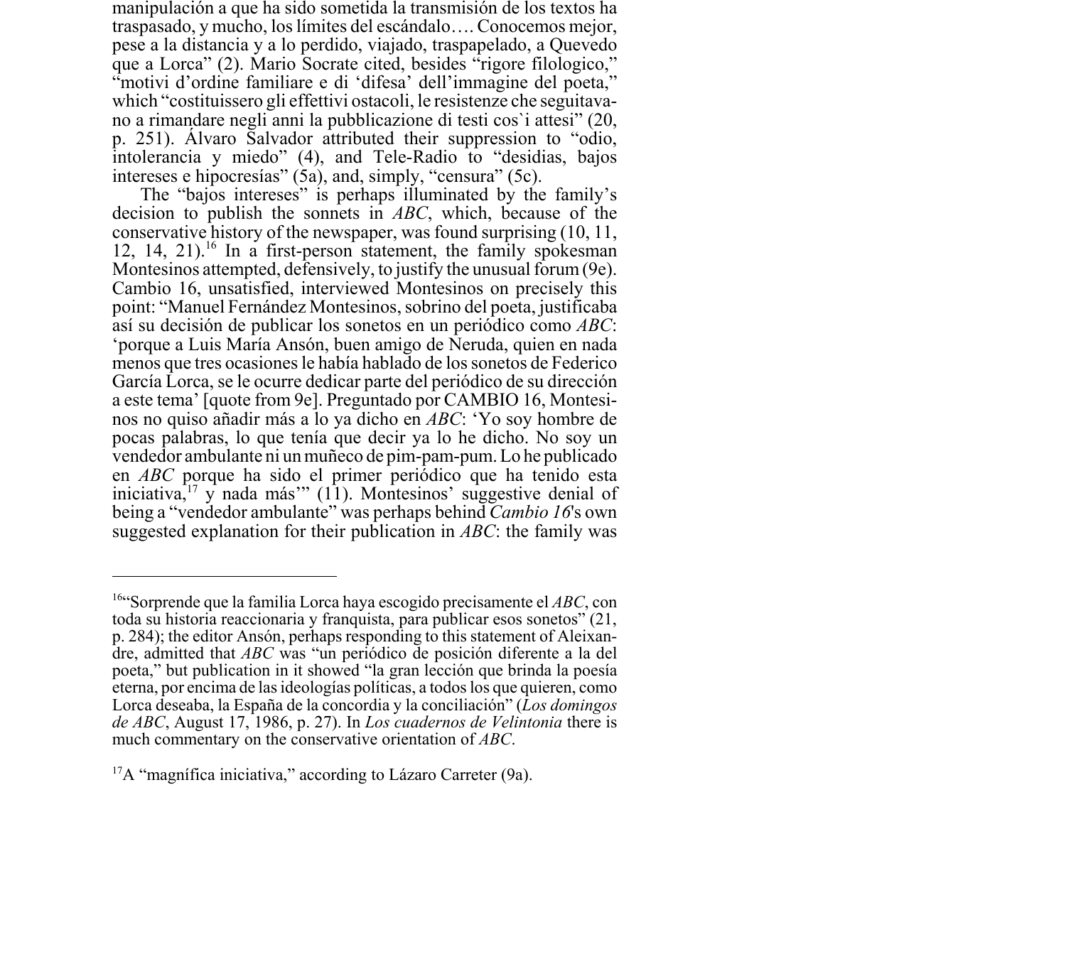manipulación a que ha sido sometida la transmisión de los textos ha traspasado, y mucho, los límites del escándalo…. Conocemos mejor, pese a la distancia y a lo perdido, viajado, traspapelado, a Quevedo que a Lorca" (2). Mario Socrate cited, besides "rigore filologico," "motivi d'ordine familiare e di 'difesa' dell'immagine del poeta," which "costituissero gli effettivi ostacoli, le resistenze che seguitavano a rimandare negli anni la pubblicazione di testi cos`i attesi" (20, p. 251). Álvaro Salvador attributed their suppression to "odio, intolerancia y miedo" (4), and Tele-Radio to "desidias, bajos intereses e hipocresías" (5a), and, simply, "censura" (5c).

The "bajos intereses" is perhaps illuminated by the family's decision to publish the sonnets in *ABC*, which, because of the conservative history of the newspaper, was found surprising (10, 11, 12, 14, 21).[16] In a first-person statement, the family spokesman Montesinos attempted, defensively, to justify the unusual forum (9e). Cambio 16, unsatisfied, interviewed Montesinos on precisely this point: "Manuel Fernández Montesinos, sobrino del poeta, justificaba así su decisión de publicar los sonetos en un periódico como *ABC*: 'porque a Luis María Ansón, buen amigo de Neruda, quien en nada menos que tres ocasiones le había hablado de los sonetos de Federico García Lorca, se le ocurre dedicar parte del periódico de su dirección a este tema' [quote from 9e]. Preguntado por CAMBIO 16, Montesinos no quiso añadir más a lo ya dicho en *ABC*: 'Yo soy hombre de pocas palabras, lo que tenía que decir ya lo he dicho. No soy un vendedor ambulante ni un muñeco de pim-pam-pum. Lo he publicado en *ABC* porque ha sido el primer periódico que ha tenido esta iniciativa,[17] y nada más'" (11). Montesinos' suggestive denial of being a "vendedor ambulante" was perhaps behind *Cambio 16*'s own suggested explanation for their publication in *ABC*: the family was

---

[16] "Sorprende que la familia Lorca haya escogido precisamente el *ABC*, con toda su historia reaccionaria y franquista, para publicar esos sonetos" (21, p. 284); the editor Ansón, perhaps responding to this statement of Aleixandre, admitted that *ABC* was "un periódico de posición diferente a la del poeta," but publication in it showed "la gran lección que brinda la poesía eterna, por encima de las ideologías políticas, a todos los que quieren, como Lorca deseaba, la España de la concordia y la conciliación" (*Los domingos de ABC*, August 17, 1986, p. 27). In *Los cuadernos de Velintonia* there is much commentary on the conservative orientation of *ABC*.

[17] A "magnífica iniciativa," according to Lázaro Carreter (9a).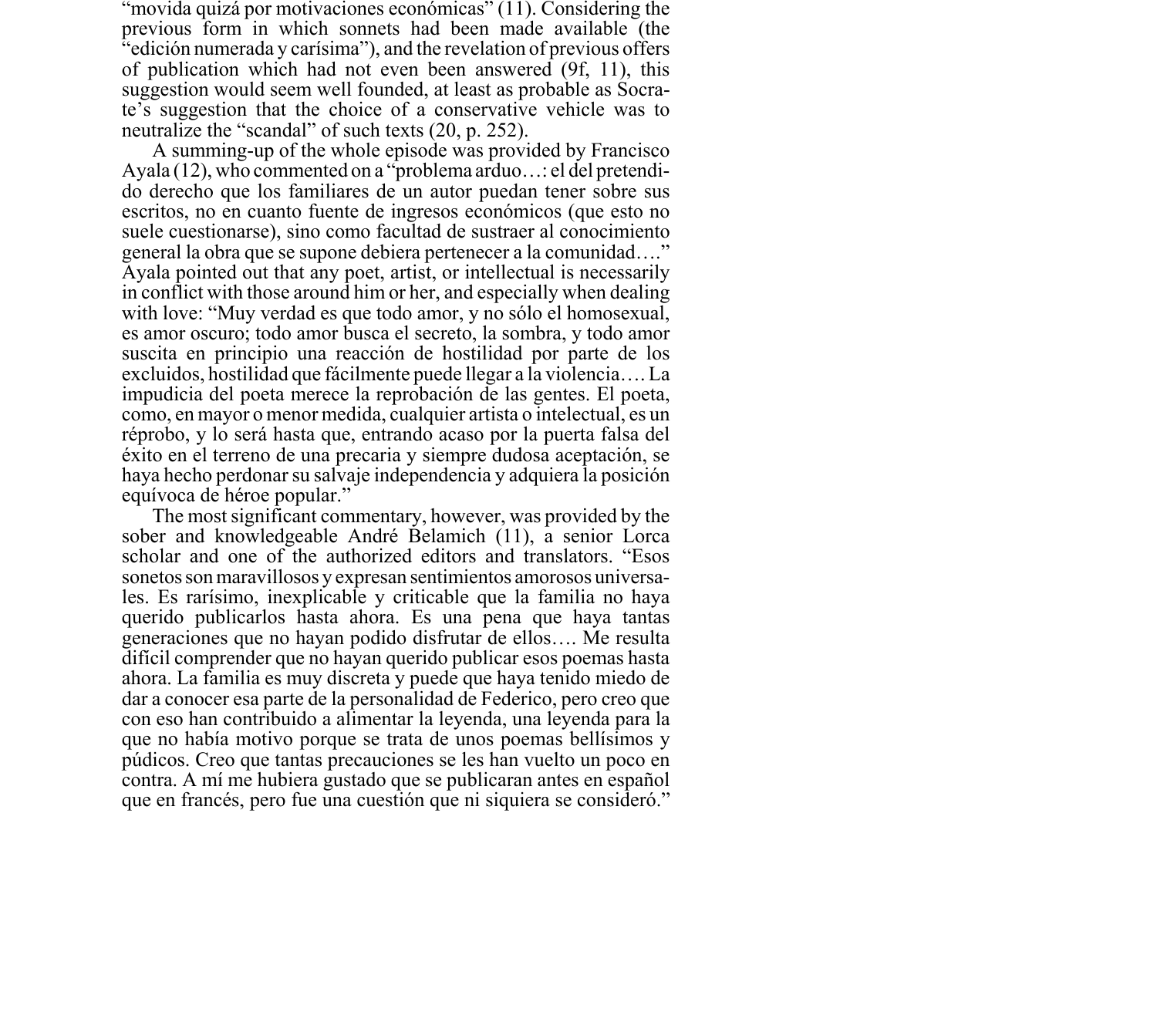"movida quizá por motivaciones económicas" (11). Considering the previous form in which sonnets had been made available (the "edición numerada y carísima"), and the revelation of previous offers of publication which had not even been answered (9f, 11), this suggestion would seem well founded, at least as probable as Socrate's suggestion that the choice of a conservative vehicle was to neutralize the "scandal" of such texts (20, p. 252).

A summing-up of the whole episode was provided by Francisco Ayala (12), who commented on a "problema arduo…: el del pretendido derecho que los familiares de un autor puedan tener sobre sus escritos, no en cuanto fuente de ingresos económicos (que esto no suele cuestionarse), sino como facultad de sustraer al conocimiento general la obra que se supone debiera pertenecer a la comunidad…." Ayala pointed out that any poet, artist, or intellectual is necessarily in conflict with those around him or her, and especially when dealing with love: "Muy verdad es que todo amor, y no sólo el homosexual, es amor oscuro; todo amor busca el secreto, la sombra, y todo amor suscita en principio una reacción de hostilidad por parte de los excluidos, hostilidad que fácilmente puede llegar a la violencia…. La impudicia del poeta merece la reprobación de las gentes. El poeta, como, en mayor o menor medida, cualquier artista o intelectual, es un réprobo, y lo será hasta que, entrando acaso por la puerta falsa del éxito en el terreno de una precaria y siempre dudosa aceptación, se haya hecho perdonar su salvaje independencia y adquiera la posición equívoca de héroe popular."

The most significant commentary, however, was provided by the sober and knowledgeable André Belamich (11), a senior Lorca scholar and one of the authorized editors and translators. "Esos sonetos son maravillosos y expresan sentimientos amorosos universales. Es rarísimo, inexplicable y criticable que la familia no haya querido publicarlos hasta ahora. Es una pena que haya tantas generaciones que no hayan podido disfrutar de ellos…. Me resulta difícil comprender que no hayan querido publicar esos poemas hasta ahora. La familia es muy discreta y puede que haya tenido miedo de dar a conocer esa parte de la personalidad de Federico, pero creo que con eso han contribuido a alimentar la leyenda, una leyenda para la que no había motivo porque se trata de unos poemas bellísimos y púdicos. Creo que tantas precauciones se les han vuelto un poco en contra. A mí me hubiera gustado que se publicaran antes en español que en francés, pero fue una cuestión que ni siquiera se consideró."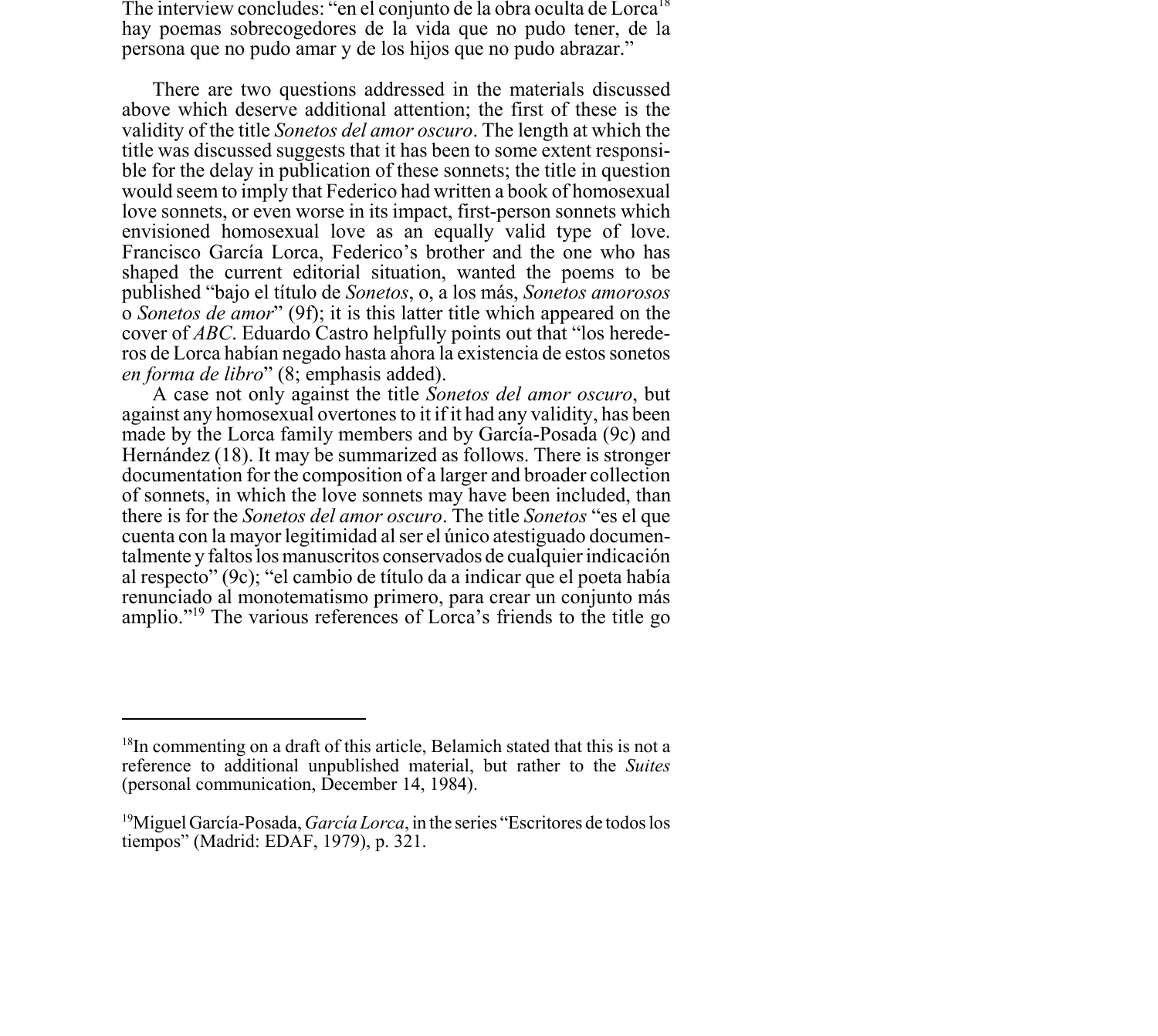The interview concludes: "en el conjunto de la obra oculta de Lorca[18] hay poemas sobrecogedores de la vida que no pudo tener, de la persona que no pudo amar y de los hijos que no pudo abrazar."

There are two questions addressed in the materials discussed above which deserve additional attention; the first of these is the validity of the title *Sonetos del amor oscuro*. The length at which the title was discussed suggests that it has been to some extent responsible for the delay in publication of these sonnets; the title in question would seem to imply that Federico had written a book of homosexual love sonnets, or even worse in its impact, first-person sonnets which envisioned homosexual love as an equally valid type of love. Francisco García Lorca, Federico's brother and the one who has shaped the current editorial situation, wanted the poems to be published "bajo el título de *Sonetos*, o, a los más, *Sonetos amorosos* o *Sonetos de amor*" (9f); it is this latter title which appeared on the cover of *ABC*. Eduardo Castro helpfully points out that "los herederos de Lorca habían negado hasta ahora la existencia de estos sonetos *en forma de libro*" (8; emphasis added).

A case not only against the title *Sonetos del amor oscuro*, but against any homosexual overtones to it if it had any validity, has been made by the Lorca family members and by García-Posada (9c) and Hernández (18). It may be summarized as follows. There is stronger documentation for the composition of a larger and broader collection of sonnets, in which the love sonnets may have been included, than there is for the *Sonetos del amor oscuro*. The title *Sonetos* "es el que cuenta con la mayor legitimidad al ser el único atestiguado documentalmente y faltos los manuscritos conservados de cualquier indicación al respecto" (9c); "el cambio de título da a indicar que el poeta había renunciado al monotematismo primero, para crear un conjunto más amplio."[19] The various references of Lorca's friends to the title go

---

[18] In commenting on a draft of this article, Belamich stated that this is not a reference to additional unpublished material, but rather to the *Suites* (personal communication, December 14, 1984).

[19] Miguel García-Posada, *García Lorca*, in the series "Escritores de todos los tiempos" (Madrid: EDAF, 1979), p. 321.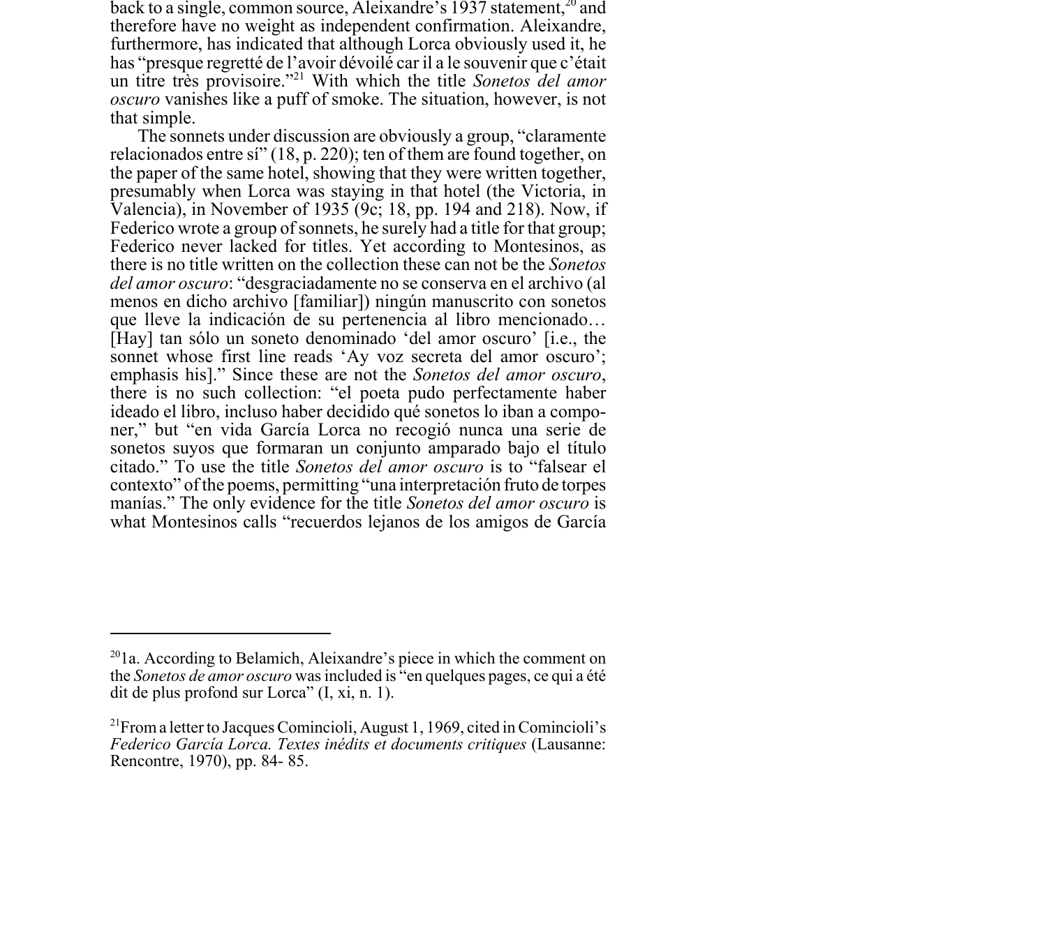back to a single, common source, Aleixandre's 1937 statement,[20] and therefore have no weight as independent confirmation. Aleixandre, furthermore, has indicated that although Lorca obviously used it, he has "presque regretté de l'avoir dévoilé car il a le souvenir que c'était un titre très provisoire."[21] With which the title *Sonetos del amor oscuro* vanishes like a puff of smoke. The situation, however, is not that simple.

The sonnets under discussion are obviously a group, "claramente relacionados entre sí" (18, p. 220); ten of them are found together, on the paper of the same hotel, showing that they were written together, presumably when Lorca was staying in that hotel (the Victoria, in Valencia), in November of 1935 (9c; 18, pp. 194 and 218). Now, if Federico wrote a group of sonnets, he surely had a title for that group; Federico never lacked for titles. Yet according to Montesinos, as there is no title written on the collection these can not be the *Sonetos del amor oscuro*: "desgraciadamente no se conserva en el archivo (al menos en dicho archivo [familiar]) ningún manuscrito con sonetos que lleve la indicación de su pertenencia al libro mencionado… [Hay] tan sólo un soneto denominado 'del amor oscuro' [i.e., the sonnet whose first line reads 'Ay voz secreta del amor oscuro'; emphasis his]." Since these are not the *Sonetos del amor oscuro*, there is no such collection: "el poeta pudo perfectamente haber ideado el libro, incluso haber decidido qué sonetos lo iban a componer," but "en vida García Lorca no recogió nunca una serie de sonetos suyos que formaran un conjunto amparado bajo el título citado." To use the title *Sonetos del amor oscuro* is to "falsear el contexto" of the poems, permitting "una interpretación fruto de torpes manías." The only evidence for the title *Sonetos del amor oscuro* is what Montesinos calls "recuerdos lejanos de los amigos de García

---

[20] 1a. According to Belamich, Aleixandre's piece in which the comment on the *Sonetos de amor oscuro* was included is "en quelques pages, ce qui a été dit de plus profond sur Lorca" (I, xi, n. 1).

[21] From a letter to Jacques Comincioli, August 1, 1969, cited in Comincioli's *Federico García Lorca. Textes inédits et documents critiques* (Lausanne: Rencontre, 1970), pp. 84- 85.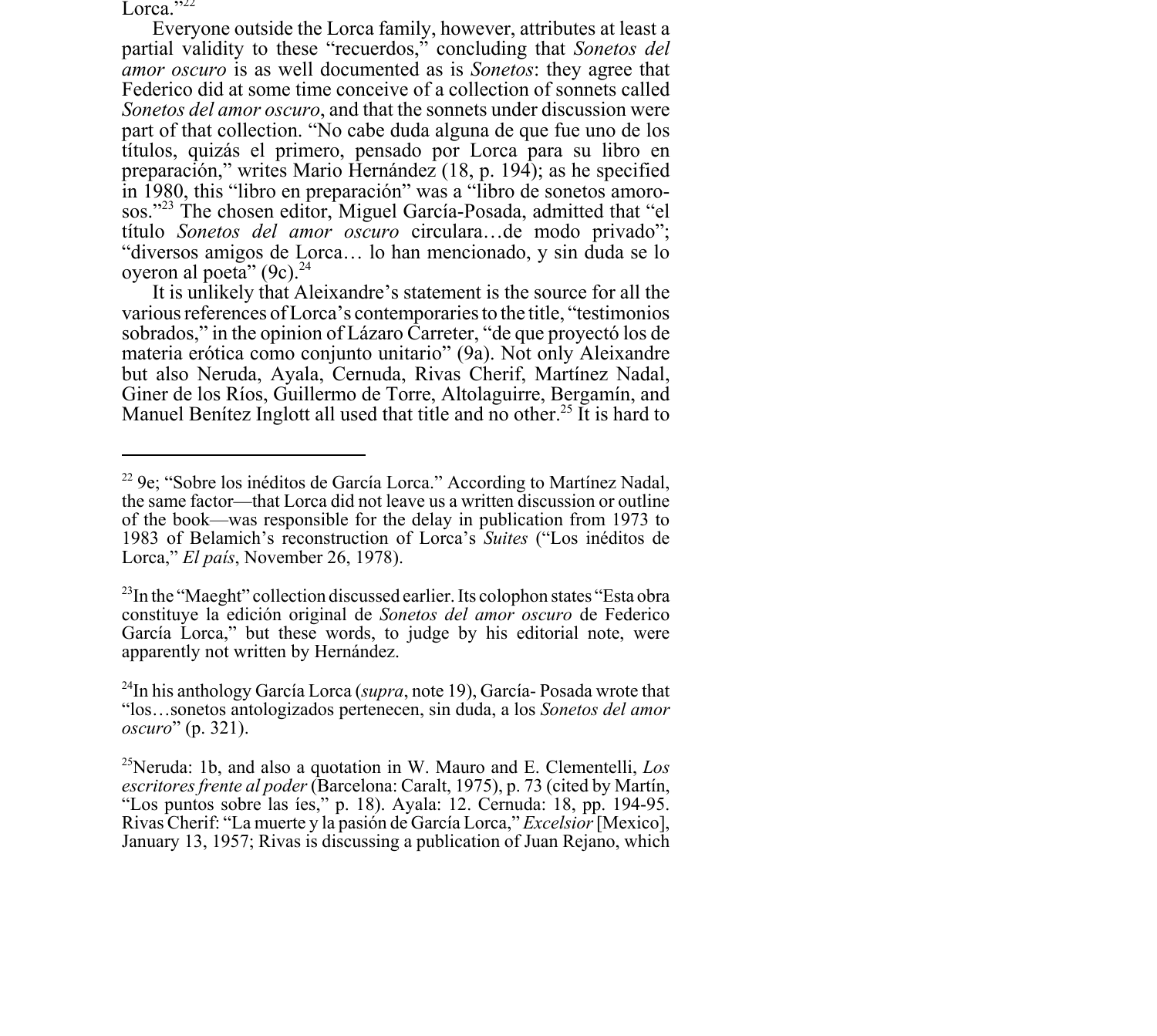Lorca."[22]

Everyone outside the Lorca family, however, attributes at least a partial validity to these "recuerdos," concluding that *Sonetos del amor oscuro* is as well documented as is *Sonetos*: they agree that Federico did at some time conceive of a collection of sonnets called *Sonetos del amor oscuro*, and that the sonnets under discussion were part of that collection. "No cabe duda alguna de que fue uno de los títulos, quizás el primero, pensado por Lorca para su libro en preparación," writes Mario Hernández (18, p. 194); as he specified in 1980, this "libro en preparación" was a "libro de sonetos amorosos."[23] The chosen editor, Miguel García-Posada, admitted that "el título *Sonetos del amor oscuro* circulara…de modo privado"; "diversos amigos de Lorca… lo han mencionado, y sin duda se lo oyeron al poeta" (9c).[24]

It is unlikely that Aleixandre's statement is the source for all the various references of Lorca's contemporaries to the title, "testimonios sobrados," in the opinion of Lázaro Carreter, "de que proyectó los de materia erótica como conjunto unitario" (9a). Not only Aleixandre but also Neruda, Ayala, Cernuda, Rivas Cherif, Martínez Nadal, Giner de los Ríos, Guillermo de Torre, Altolaguirre, Bergamín, and Manuel Benítez Inglott all used that title and no other.[25] It is hard to

---

[22] 9e; "Sobre los inéditos de García Lorca." According to Martínez Nadal, the same factor—that Lorca did not leave us a written discussion or outline of the book—was responsible for the delay in publication from 1973 to 1983 of Belamich's reconstruction of Lorca's *Suites* ("Los inéditos de Lorca," *El país*, November 26, 1978).

[23] In the "Maeght" collection discussed earlier. Its colophon states "Esta obra constituye la edición original de *Sonetos del amor oscuro* de Federico García Lorca," but these words, to judge by his editorial note, were apparently not written by Hernández.

[24] In his anthology García Lorca (*supra*, note 19), García- Posada wrote that "los…sonetos antologizados pertenecen, sin duda, a los *Sonetos del amor oscuro*" (p. 321).

[25] Neruda: 1b, and also a quotation in W. Mauro and E. Clementelli, *Los escritores frente al poder* (Barcelona: Caralt, 1975), p. 73 (cited by Martín, "Los puntos sobre las íes," p. 18). Ayala: 12. Cernuda: 18, pp. 194-95. Rivas Cherif: "La muerte y la pasión de García Lorca," *Excelsior* [Mexico], January 13, 1957; Rivas is discussing a publication of Juan Rejano, which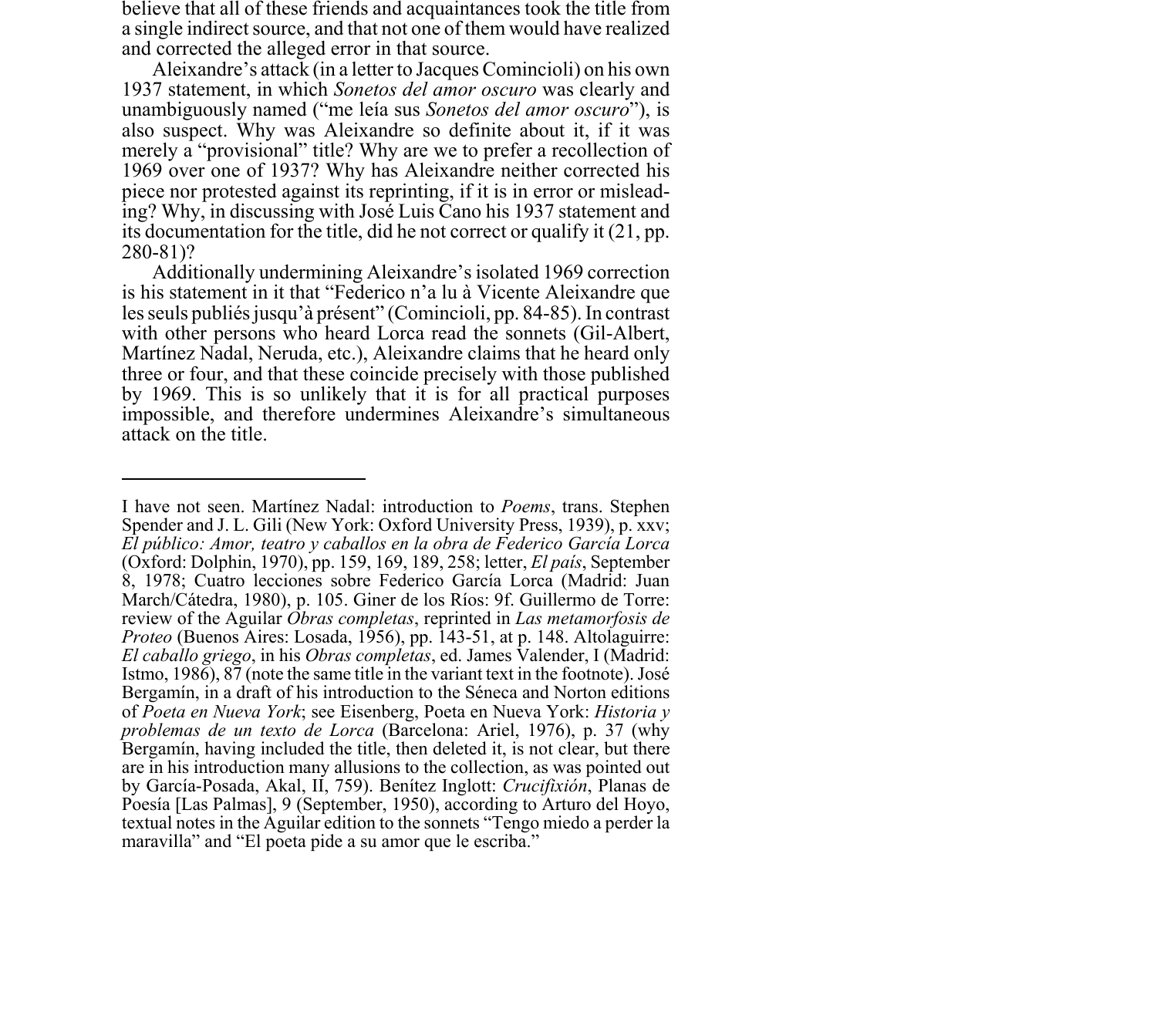believe that all of these friends and acquaintances took the title from a single indirect source, and that not one of them would have realized and corrected the alleged error in that source.

Aleixandre's attack (in a letter to Jacques Comincioli) on his own 1937 statement, in which *Sonetos del amor oscuro* was clearly and unambiguously named ("me leía sus *Sonetos del amor oscuro*"), is also suspect. Why was Aleixandre so definite about it, if it was merely a "provisional" title? Why are we to prefer a recollection of 1969 over one of 1937? Why has Aleixandre neither corrected his piece nor protested against its reprinting, if it is in error or misleading? Why, in discussing with José Luis Cano his 1937 statement and its documentation for the title, did he not correct or qualify it (21, pp. 280-81)?

Additionally undermining Aleixandre's isolated 1969 correction is his statement in it that "Federico n'a lu à Vicente Aleixandre que les seuls publiés jusqu'à présent" (Comincioli, pp. 84-85). In contrast with other persons who heard Lorca read the sonnets (Gil-Albert, Martínez Nadal, Neruda, etc.), Aleixandre claims that he heard only three or four, and that these coincide precisely with those published by 1969. This is so unlikely that it is for all practical purposes impossible, and therefore undermines Aleixandre's simultaneous attack on the title.

---

I have not seen. Martínez Nadal: introduction to *Poems*, trans. Stephen Spender and J. L. Gili (New York: Oxford University Press, 1939), p. xxv; *El público: Amor, teatro y caballos en la obra de Federico García Lorca* (Oxford: Dolphin, 1970), pp. 159, 169, 189, 258; letter, *El país*, September 8, 1978; Cuatro lecciones sobre Federico García Lorca (Madrid: Juan March/Cátedra, 1980), p. 105. Giner de los Ríos: 9f. Guillermo de Torre: review of the Aguilar *Obras completas*, reprinted in *Las metamorfosis de Proteo* (Buenos Aires: Losada, 1956), pp. 143-51, at p. 148. Altolaguirre: *El caballo griego*, in his *Obras completas*, ed. James Valender, I (Madrid: Istmo, 1986), 87 (note the same title in the variant text in the footnote). José Bergamín, in a draft of his introduction to the Séneca and Norton editions of *Poeta en Nueva York*; see Eisenberg, Poeta en Nueva York: *Historia y problemas de un texto de Lorca* (Barcelona: Ariel, 1976), p. 37 (why Bergamín, having included the title, then deleted it, is not clear, but there are in his introduction many allusions to the collection, as was pointed out by García-Posada, Akal, II, 759). Benítez Inglott: *Crucifixión*, Planas de Poesía [Las Palmas], 9 (September, 1950), according to Arturo del Hoyo, textual notes in the Aguilar edition to the sonnets "Tengo miedo a perder la maravilla" and "El poeta pide a su amor que le escriba."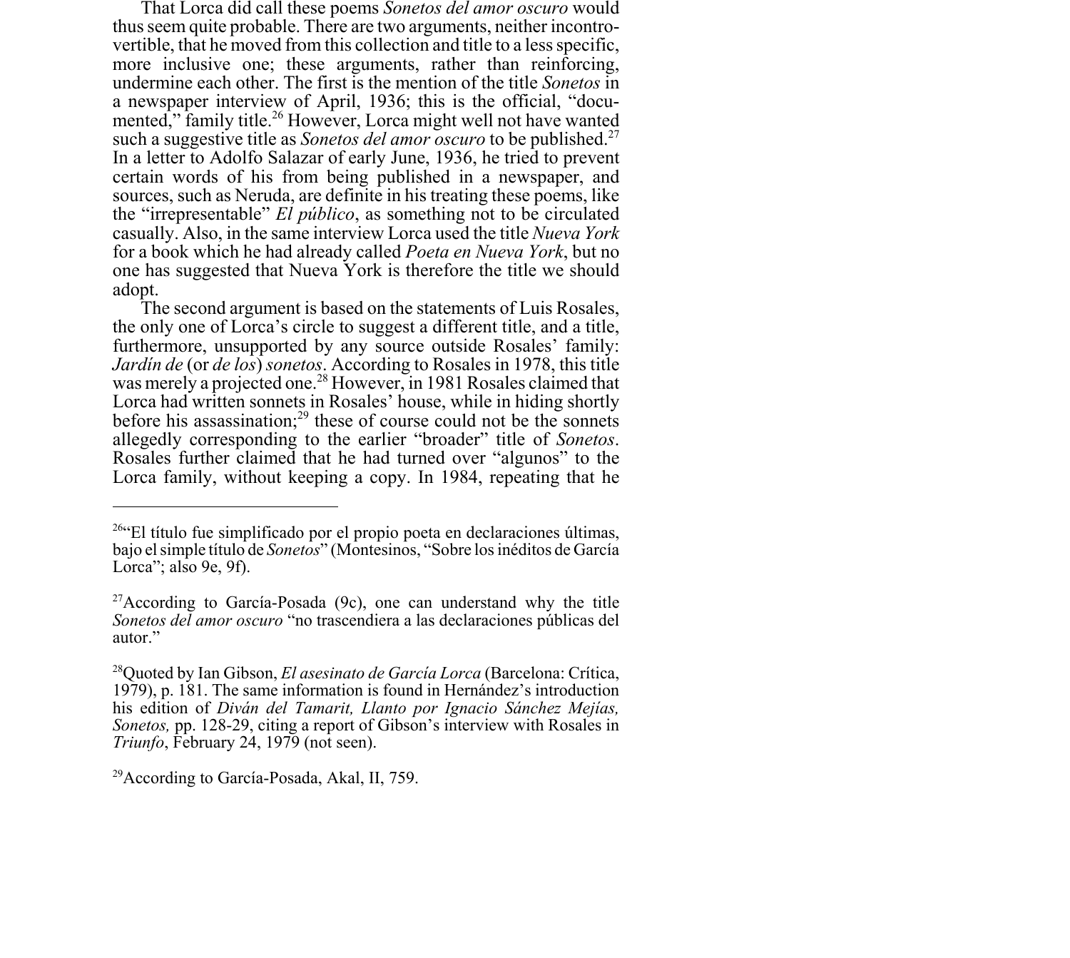That Lorca did call these poems *Sonetos del amor oscuro* would thus seem quite probable. There are two arguments, neither incontrovertible, that he moved from this collection and title to a less specific, more inclusive one; these arguments, rather than reinforcing, undermine each other. The first is the mention of the title *Sonetos* in a newspaper interview of April, 1936; this is the official, "documented," family title.[26] However, Lorca might well not have wanted such a suggestive title as *Sonetos del amor oscuro* to be published.[27] In a letter to Adolfo Salazar of early June, 1936, he tried to prevent certain words of his from being published in a newspaper, and sources, such as Neruda, are definite in his treating these poems, like the "irrepresentable" *El público*, as something not to be circulated casually. Also, in the same interview Lorca used the title *Nueva York* for a book which he had already called *Poeta en Nueva York*, but no one has suggested that Nueva York is therefore the title we should adopt.

The second argument is based on the statements of Luis Rosales, the only one of Lorca's circle to suggest a different title, and a title, furthermore, unsupported by any source outside Rosales' family: *Jardín de* (or *de los*) *sonetos*. According to Rosales in 1978, this title was merely a projected one.[28] However, in 1981 Rosales claimed that Lorca had written sonnets in Rosales' house, while in hiding shortly before his assassination;[29] these of course could not be the sonnets allegedly corresponding to the earlier "broader" title of *Sonetos*. Rosales further claimed that he had turned over "algunos" to the Lorca family, without keeping a copy. In 1984, repeating that he

---

[26]"El título fue simplificado por el propio poeta en declaraciones últimas, bajo el simple título de *Sonetos*" (Montesinos, "Sobre los inéditos de García Lorca"; also 9e, 9f).

[27]According to García-Posada (9c), one can understand why the title *Sonetos del amor oscuro* "no trascendiera a las declaraciones públicas del autor."

[28]Quoted by Ian Gibson, *El asesinato de García Lorca* (Barcelona: Crítica, 1979), p. 181. The same information is found in Hernández's introduction his edition of *Diván del Tamarit, Llanto por Ignacio Sánchez Mejías, Sonetos,* pp. 128-29, citing a report of Gibson's interview with Rosales in *Triunfo*, February 24, 1979 (not seen).

[29]According to García-Posada, Akal, II, 759.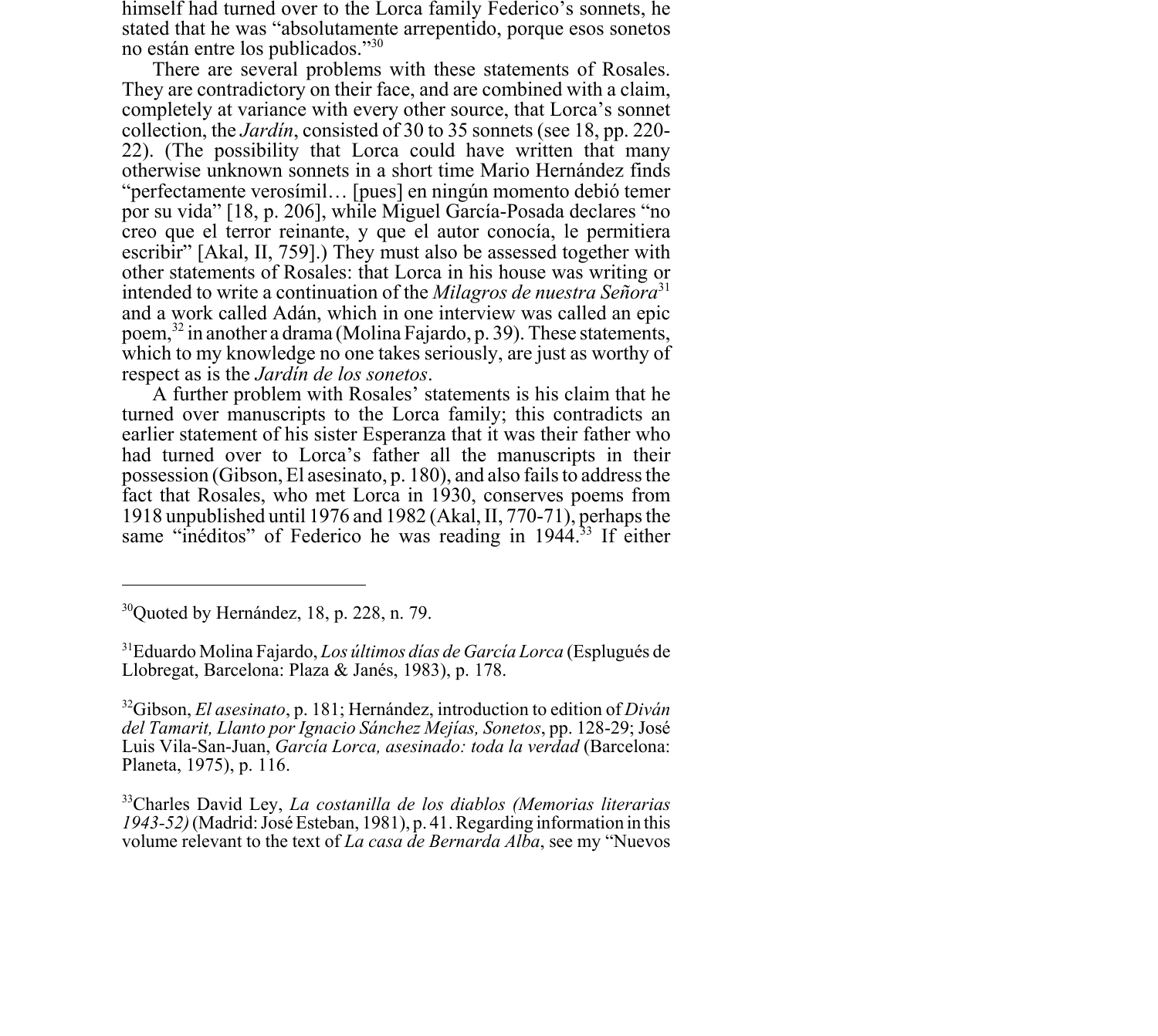himself had turned over to the Lorca family Federico's sonnets, he stated that he was "absolutamente arrepentido, porque esos sonetos no están entre los publicados."[30]

There are several problems with these statements of Rosales. They are contradictory on their face, and are combined with a claim, completely at variance with every other source, that Lorca's sonnet collection, the *Jardín*, consisted of 30 to 35 sonnets (see 18, pp. 220-22). (The possibility that Lorca could have written that many otherwise unknown sonnets in a short time Mario Hernández finds "perfectamente verosímil… [pues] en ningún momento debió temer por su vida" [18, p. 206], while Miguel García-Posada declares "no creo que el terror reinante, y que el autor conocía, le permitiera escribir" [Akal, II, 759].) They must also be assessed together with other statements of Rosales: that Lorca in his house was writing or intended to write a continuation of the *Milagros de nuestra Señora*[31] and a work called Adán, which in one interview was called an epic poem,[32] in another a drama (Molina Fajardo, p. 39). These statements, which to my knowledge no one takes seriously, are just as worthy of respect as is the *Jardín de los sonetos*.

A further problem with Rosales' statements is his claim that he turned over manuscripts to the Lorca family; this contradicts an earlier statement of his sister Esperanza that it was their father who had turned over to Lorca's father all the manuscripts in their possession (Gibson, El asesinato, p. 180), and also fails to address the fact that Rosales, who met Lorca in 1930, conserves poems from 1918 unpublished until 1976 and 1982 (Akal, II, 770-71), perhaps the same "inéditos" of Federico he was reading in 1944.[33] If either

---

[30]Quoted by Hernández, 18, p. 228, n. 79.

[31]Eduardo Molina Fajardo, *Los últimos días de García Lorca* (Esplugués de Llobregat, Barcelona: Plaza & Janés, 1983), p. 178.

[32]Gibson, *El asesinato*, p. 181; Hernández, introduction to edition of *Diván del Tamarit, Llanto por Ignacio Sánchez Mejías, Sonetos*, pp. 128-29; José Luis Vila-San-Juan, *García Lorca, asesinado: toda la verdad* (Barcelona: Planeta, 1975), p. 116.

[33]Charles David Ley, *La costanilla de los diablos (Memorias literarias 1943-52)* (Madrid: José Esteban, 1981), p. 41. Regarding information in this volume relevant to the text of *La casa de Bernarda Alba*, see my "Nuevos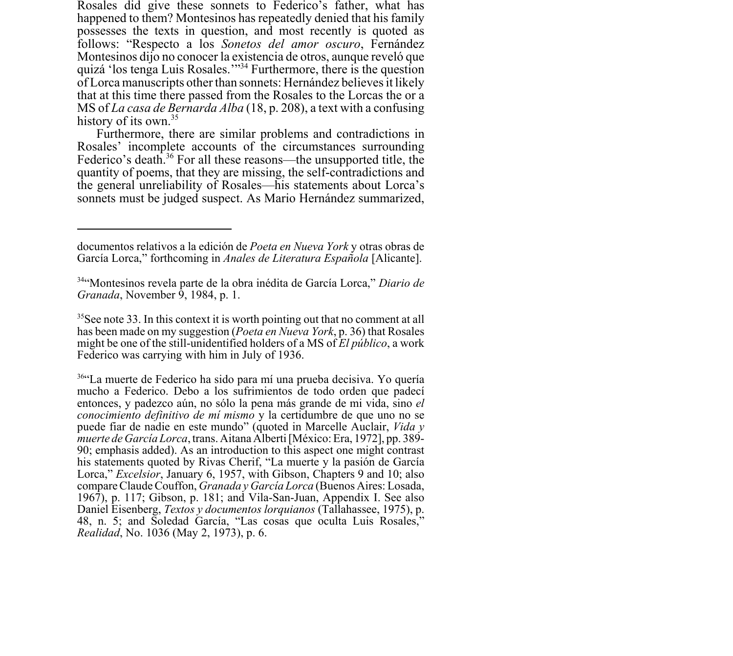Rosales did give these sonnets to Federico's father, what has happened to them? Montesinos has repeatedly denied that his family possesses the texts in question, and most recently is quoted as follows: "Respecto a los *Sonetos del amor oscuro*, Fernández Montesinos dijo no conocer la existencia de otros, aunque reveló que quizá 'los tenga Luis Rosales.'"[34] Furthermore, there is the question of Lorca manuscripts other than sonnets: Hernández believes it likely that at this time there passed from the Rosales to the Lorcas the or a MS of *La casa de Bernarda Alba* (18, p. 208), a text with a confusing history of its own.[35]

Furthermore, there are similar problems and contradictions in Rosales' incomplete accounts of the circumstances surrounding Federico's death.[36] For all these reasons—the unsupported title, the quantity of poems, that they are missing, the self-contradictions and the general unreliability of Rosales—his statements about Lorca's sonnets must be judged suspect. As Mario Hernández summarized,

---

documentos relativos a la edición de *Poeta en Nueva York* y otras obras de García Lorca," forthcoming in *Anales de Literatura Española* [Alicante].

[34]"Montesinos revela parte de la obra inédita de García Lorca," *Diario de Granada*, November 9, 1984, p. 1.

[35]See note 33. In this context it is worth pointing out that no comment at all has been made on my suggestion (*Poeta en Nueva York*, p. 36) that Rosales might be one of the still-unidentified holders of a MS of *El público*, a work Federico was carrying with him in July of 1936.

[36]"La muerte de Federico ha sido para mí una prueba decisiva. Yo quería mucho a Federico. Debo a los sufrimientos de todo orden que padecí entonces, y padezco aún, no sólo la pena más grande de mi vida, sino *el conocimiento definitivo de mí mismo* y la certidumbre de que uno no se puede fiar de nadie en este mundo" (quoted in Marcelle Auclair, *Vida y muerte de García Lorca*, trans. Aitana Alberti [México: Era, 1972], pp. 389-90; emphasis added). As an introduction to this aspect one might contrast his statements quoted by Rivas Cherif, "La muerte y la pasión de García Lorca," *Excelsior*, January 6, 1957, with Gibson, Chapters 9 and 10; also compare Claude Couffon, *Granada y García Lorca* (Buenos Aires: Losada, 1967), p. 117; Gibson, p. 181; and Vila-San-Juan, Appendix I. See also Daniel Eisenberg, *Textos y documentos lorquianos* (Tallahassee, 1975), p. 48, n. 5; and Soledad García, "Las cosas que oculta Luis Rosales," *Realidad*, No. 1036 (May 2, 1973), p. 6.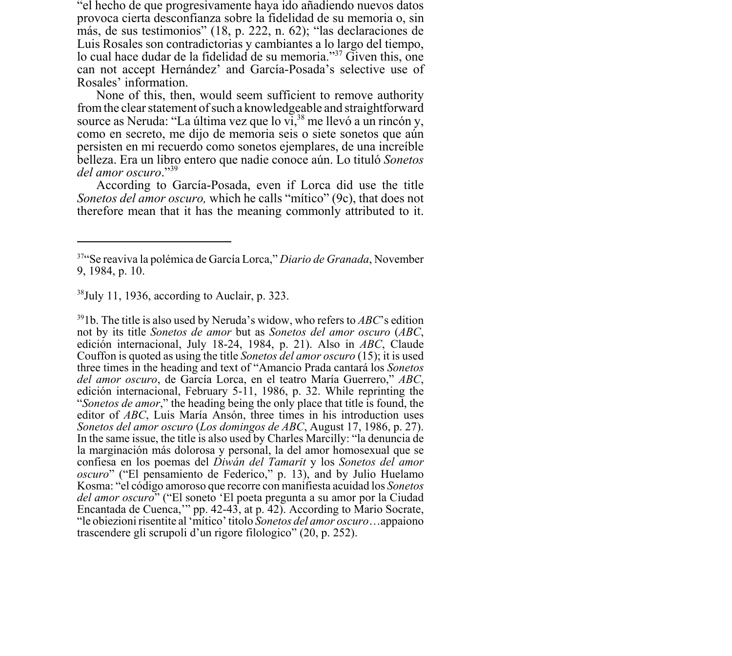"el hecho de que progresivamente haya ido añadiendo nuevos datos provoca cierta desconfianza sobre la fidelidad de su memoria o, sin más, de sus testimonios" (18, p. 222, n. 62); "las declaraciones de Luis Rosales son contradictorias y cambiantes a lo largo del tiempo, lo cual hace dudar de la fidelidad de su memoria."[37] Given this, one can not accept Hernández' and García-Posada's selective use of Rosales' information.

None of this, then, would seem sufficient to remove authority from the clear statement of such a knowledgeable and straightforward source as Neruda: "La última vez que lo vi,[38] me llevó a un rincón y, como en secreto, me dijo de memoria seis o siete sonetos que aún persisten en mi recuerdo como sonetos ejemplares, de una increíble belleza. Era un libro entero que nadie conoce aún. Lo tituló *Sonetos del amor oscuro*."[39]

According to García-Posada, even if Lorca did use the title *Sonetos del amor oscuro,* which he calls "mítico" (9c), that does not therefore mean that it has the meaning commonly attributed to it.

---

[37]"Se reaviva la polémica de García Lorca," *Diario de Granada*, November 9, 1984, p. 10.

[38]July 11, 1936, according to Auclair, p. 323.

[39]1b. The title is also used by Neruda's widow, who refers to *ABC*'s edition not by its title *Sonetos de amor* but as *Sonetos del amor oscuro* (*ABC*, edición internacional, July 18-24, 1984, p. 21). Also in *ABC*, Claude Couffon is quoted as using the title *Sonetos del amor oscuro* (15); it is used three times in the heading and text of "Amancio Prada cantará los *Sonetos del amor oscuro*, de García Lorca, en el teatro María Guerrero," *ABC*, edición internacional, February 5-11, 1986, p. 32. While reprinting the "*Sonetos de amor*," the heading being the only place that title is found, the editor of *ABC*, Luis María Ansón, three times in his introduction uses *Sonetos del amor oscuro* (*Los domingos de ABC*, August 17, 1986, p. 27). In the same issue, the title is also used by Charles Marcilly: "la denuncia de la marginación más dolorosa y personal, la del amor homosexual que se confiesa en los poemas del *Diwán del Tamarit* y los *Sonetos del amor oscuro*" ("El pensamiento de Federico," p. 13), and by Julio Huelamo Kosma: "el código amoroso que recorre con manifiesta acuidad los *Sonetos del amor oscuro*" ("El soneto 'El poeta pregunta a su amor por la Ciudad Encantada de Cuenca,'" pp. 42-43, at p. 42). According to Mario Socrate, "le obiezioni risentite al 'mítico' titolo *Sonetos del amor oscuro*…appaiono trascendere gli scrupoli d'un rigore filologico" (20, p. 252).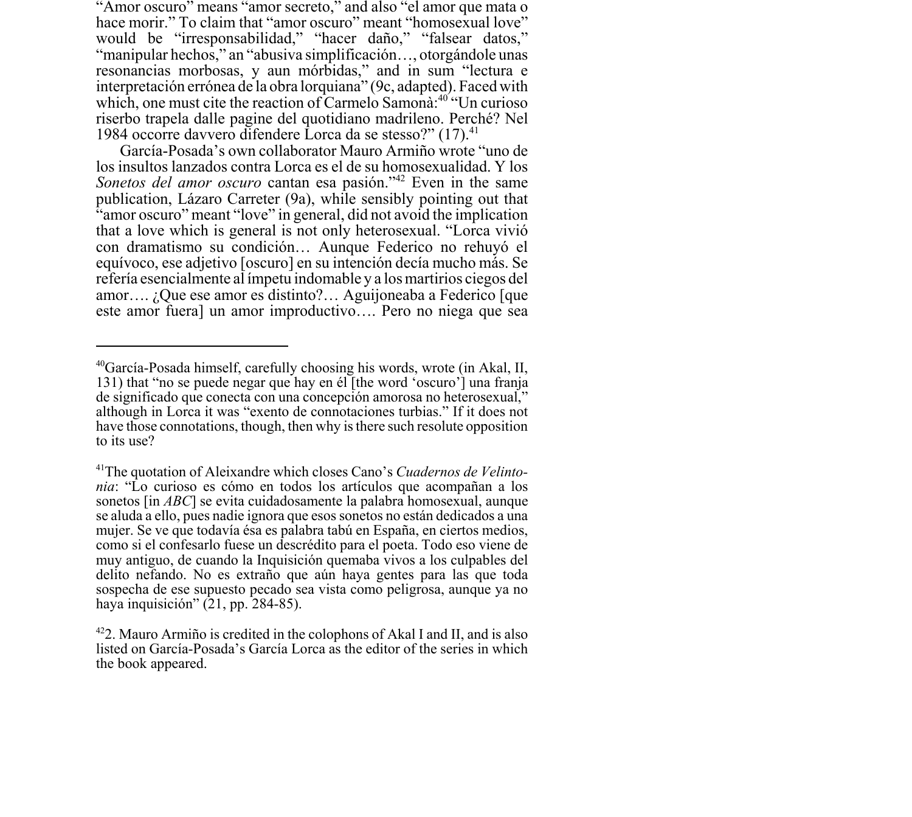"Amor oscuro" means "amor secreto," and also "el amor que mata o hace morir." To claim that "amor oscuro" meant "homosexual love" would be "irresponsabilidad," "hacer daño," "falsear datos," "manipular hechos," an "abusiva simplificación…, otorgándole unas resonancias morbosas, y aun mórbidas," and in sum "lectura e interpretación errónea de la obra lorquiana" (9c, adapted). Faced with which, one must cite the reaction of Carmelo Samonà:[40] "Un curioso riserbo trapela dalle pagine del quotidiano madrileno. Perché? Nel 1984 occorre davvero difendere Lorca da se stesso?" (17).[41]

García-Posada's own collaborator Mauro Armiño wrote "uno de los insultos lanzados contra Lorca es el de su homosexualidad. Y los *Sonetos del amor oscuro* cantan esa pasión."[42] Even in the same publication, Lázaro Carreter (9a), while sensibly pointing out that "amor oscuro" meant "love" in general, did not avoid the implication that a love which is general is not only heterosexual. "Lorca vivió con dramatismo su condición… Aunque Federico no rehuyó el equívoco, ese adjetivo [oscuro] en su intención decía mucho más. Se refería esencialmente al ímpetu indomable y a los martirios ciegos del amor…. ¿Que ese amor es distinto?… Aguijoneaba a Federico [que este amor fuera] un amor improductivo…. Pero no niega que sea

---

[40]García-Posada himself, carefully choosing his words, wrote (in Akal, II, 131) that "no se puede negar que hay en él [the word 'oscuro'] una franja de significado que conecta con una concepción amorosa no heterosexual," although in Lorca it was "exento de connotaciones turbias." If it does not have those connotations, though, then why is there such resolute opposition to its use?

[41]The quotation of Aleixandre which closes Cano's *Cuadernos de Velintonia*: "Lo curioso es cómo en todos los artículos que acompañan a los sonetos [in *ABC*] se evita cuidadosamente la palabra homosexual, aunque se aluda a ello, pues nadie ignora que esos sonetos no están dedicados a una mujer. Se ve que todavía ésa es palabra tabú en España, en ciertos medios, como si el confesarlo fuese un descrédito para el poeta. Todo eso viene de muy antiguo, de cuando la Inquisición quemaba vivos a los culpables del delito nefando. No es extraño que aún haya gentes para las que toda sospecha de ese supuesto pecado sea vista como peligrosa, aunque ya no haya inquisición" (21, pp. 284-85).

[42]2. Mauro Armiño is credited in the colophons of Akal I and II, and is also listed on García-Posada's García Lorca as the editor of the series in which the book appeared.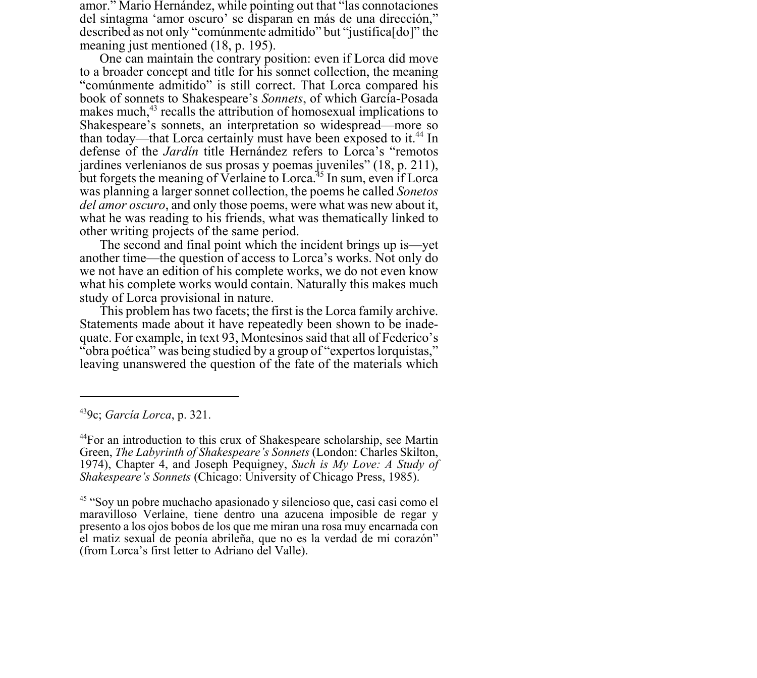amor." Mario Hernández, while pointing out that "las connotaciones del sintagma 'amor oscuro' se disparan en más de una dirección," described as not only "comúnmente admitido" but "justifica[do]" the meaning just mentioned (18, p. 195).

One can maintain the contrary position: even if Lorca did move to a broader concept and title for his sonnet collection, the meaning "comúnmente admitido" is still correct. That Lorca compared his book of sonnets to Shakespeare's *Sonnets*, of which García-Posada makes much,[43] recalls the attribution of homosexual implications to Shakespeare's sonnets, an interpretation so widespread—more so than today—that Lorca certainly must have been exposed to it.[44] In defense of the *Jardín* title Hernández refers to Lorca's "remotos jardines verlenianos de sus prosas y poemas juveniles" (18, p. 211), but forgets the meaning of Verlaine to Lorca.[45] In sum, even if Lorca was planning a larger sonnet collection, the poems he called *Sonetos del amor oscuro*, and only those poems, were what was new about it, what he was reading to his friends, what was thematically linked to other writing projects of the same period.

The second and final point which the incident brings up is—yet another time—the question of access to Lorca's works. Not only do we not have an edition of his complete works, we do not even know what his complete works would contain. Naturally this makes much study of Lorca provisional in nature.

This problem has two facets; the first is the Lorca family archive. Statements made about it have repeatedly been shown to be inadequate. For example, in text 93, Montesinos said that all of Federico's "obra poética" was being studied by a group of "expertos lorquistas," leaving unanswered the question of the fate of the materials which

---

[43] 9c; *García Lorca*, p. 321.

[44] For an introduction to this crux of Shakespeare scholarship, see Martin Green, *The Labyrinth of Shakespeare's Sonnets* (London: Charles Skilton, 1974), Chapter 4, and Joseph Pequigney, *Such is My Love: A Study of Shakespeare's Sonnets* (Chicago: University of Chicago Press, 1985).

[45] "Soy un pobre muchacho apasionado y silencioso que, casi casi como el maravilloso Verlaine, tiene dentro una azucena imposible de regar y presento a los ojos bobos de los que me miran una rosa muy encarnada con el matiz sexual de peonía abrileña, que no es la verdad de mi corazón" (from Lorca's first letter to Adriano del Valle).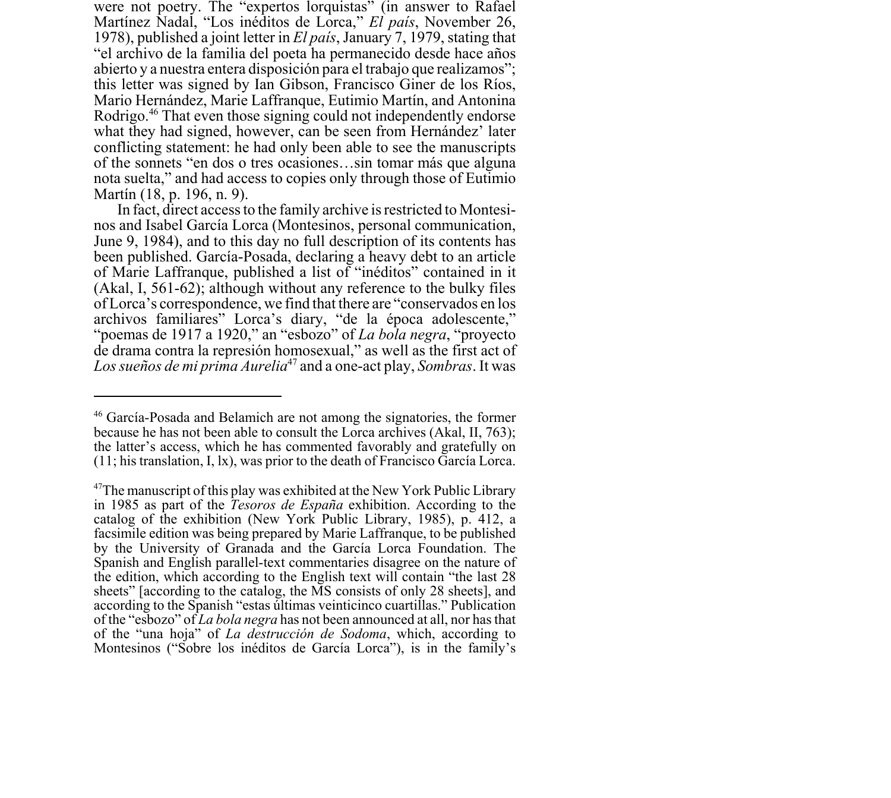were not poetry. The "expertos lorquistas" (in answer to Rafael Martínez Nadal, "Los inéditos de Lorca," *El país*, November 26, 1978), published a joint letter in *El país*, January 7, 1979, stating that "el archivo de la familia del poeta ha permanecido desde hace años abierto y a nuestra entera disposición para el trabajo que realizamos"; this letter was signed by Ian Gibson, Francisco Giner de los Ríos, Mario Hernández, Marie Laffranque, Eutimio Martín, and Antonina Rodrigo.[46] That even those signing could not independently endorse what they had signed, however, can be seen from Hernández' later conflicting statement: he had only been able to see the manuscripts of the sonnets "en dos o tres ocasiones…sin tomar más que alguna nota suelta," and had access to copies only through those of Eutimio Martín (18, p. 196, n. 9).

In fact, direct access to the family archive is restricted to Montesinos and Isabel García Lorca (Montesinos, personal communication, June 9, 1984), and to this day no full description of its contents has been published. García-Posada, declaring a heavy debt to an article of Marie Laffranque, published a list of "inéditos" contained in it (Akal, I, 561-62); although without any reference to the bulky files of Lorca's correspondence, we find that there are "conservados en los archivos familiares" Lorca's diary, "de la época adolescente," "poemas de 1917 a 1920," an "esbozo" of *La bola negra*, "proyecto de drama contra la represión homosexual," as well as the first act of *Los sueños de mi prima Aurelia*[47] and a one-act play, *Sombras*. It was

---

[46] García-Posada and Belamich are not among the signatories, the former because he has not been able to consult the Lorca archives (Akal, II, 763); the latter's access, which he has commented favorably and gratefully on (11; his translation, I, lx), was prior to the death of Francisco García Lorca.

[47] The manuscript of this play was exhibited at the New York Public Library in 1985 as part of the *Tesoros de España* exhibition. According to the catalog of the exhibition (New York Public Library, 1985), p. 412, a facsimile edition was being prepared by Marie Laffranque, to be published by the University of Granada and the García Lorca Foundation. The Spanish and English parallel-text commentaries disagree on the nature of the edition, which according to the English text will contain "the last 28 sheets" [according to the catalog, the MS consists of only 28 sheets], and according to the Spanish "estas últimas veinticinco cuartillas." Publication of the "esbozo" of *La bola negra* has not been announced at all, nor has that of the "una hoja" of *La destrucción de Sodoma*, which, according to Montesinos ("Sobre los inéditos de García Lorca"), is in the family's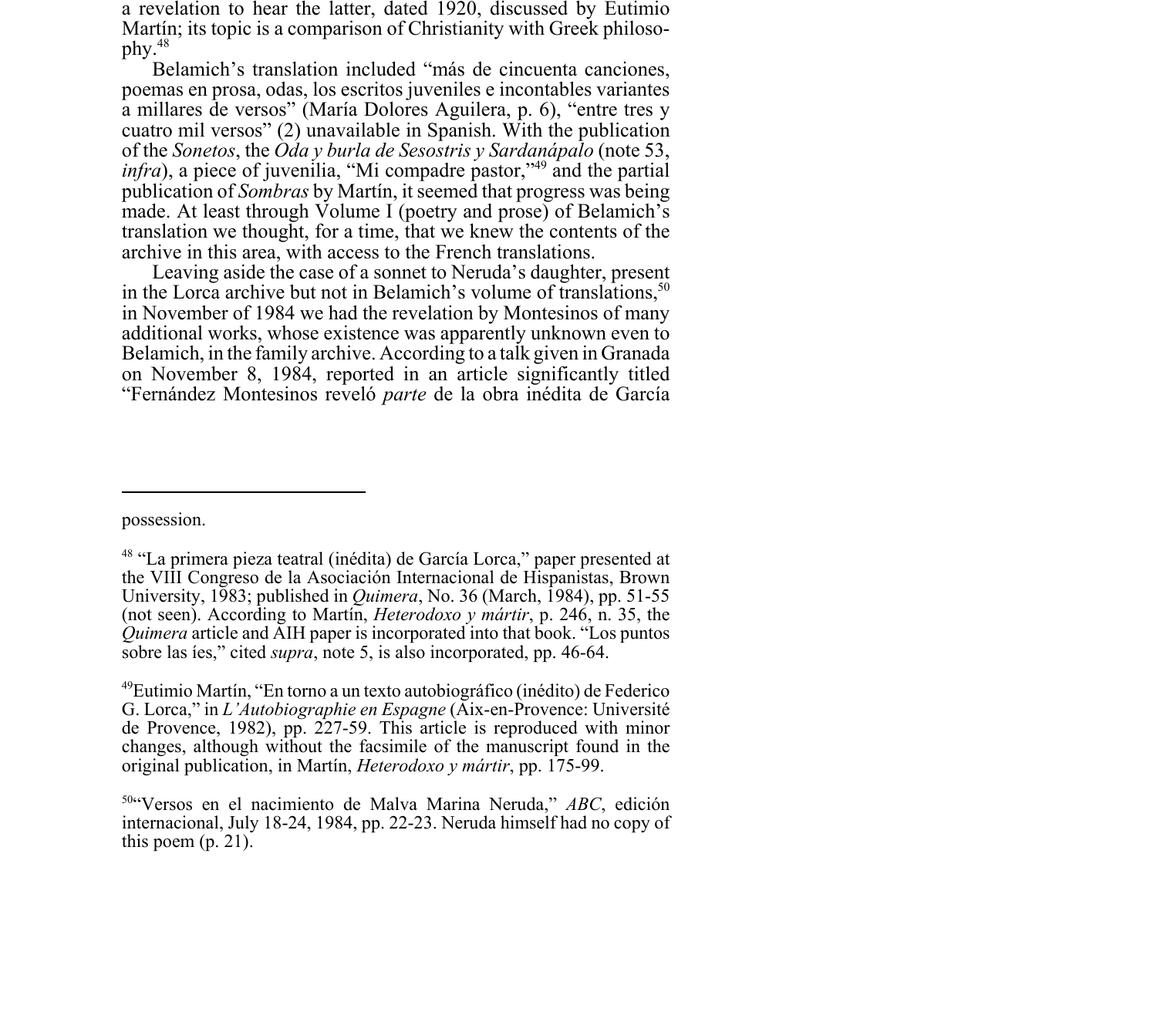a revelation to hear the latter, dated 1920, discussed by Eutimio Martín; its topic is a comparison of Christianity with Greek philosophy.[48]

Belamich's translation included "más de cincuenta canciones, poemas en prosa, odas, los escritos juveniles e incontables variantes a millares de versos" (María Dolores Aguilera, p. 6), "entre tres y cuatro mil versos" (2) unavailable in Spanish. With the publication of the *Sonetos*, the *Oda y burla de Sesostris y Sardanápalo* (note 53, *infra*), a piece of juvenilia, "Mi compadre pastor,"[49] and the partial publication of *Sombras* by Martín, it seemed that progress was being made. At least through Volume I (poetry and prose) of Belamich's translation we thought, for a time, that we knew the contents of the archive in this area, with access to the French translations.

Leaving aside the case of a sonnet to Neruda's daughter, present in the Lorca archive but not in Belamich's volume of translations,[50] in November of 1984 we had the revelation by Montesinos of many additional works, whose existence was apparently unknown even to Belamich, in the family archive. According to a talk given in Granada on November 8, 1984, reported in an article significantly titled "Fernández Montesinos reveló *parte* de la obra inédita de García

---

possession.

[48] "La primera pieza teatral (inédita) de García Lorca," paper presented at the VIII Congreso de la Asociación Internacional de Hispanistas, Brown University, 1983; published in *Quimera*, No. 36 (March, 1984), pp. 51-55 (not seen). According to Martín, *Heterodoxo y mártir*, p. 246, n. 35, the *Quimera* article and AIH paper is incorporated into that book. "Los puntos sobre las íes," cited *supra*, note 5, is also incorporated, pp. 46-64.

[49] Eutimio Martín, "En torno a un texto autobiográfico (inédito) de Federico G. Lorca," in *L'Autobiographie en Espagne* (Aix-en-Provence: Université de Provence, 1982), pp. 227-59. This article is reproduced with minor changes, although without the facsimile of the manuscript found in the original publication, in Martín, *Heterodoxo y mártir*, pp. 175-99.

[50] "Versos en el nacimiento de Malva Marina Neruda," *ABC*, edición internacional, July 18-24, 1984, pp. 22-23. Neruda himself had no copy of this poem (p. 21).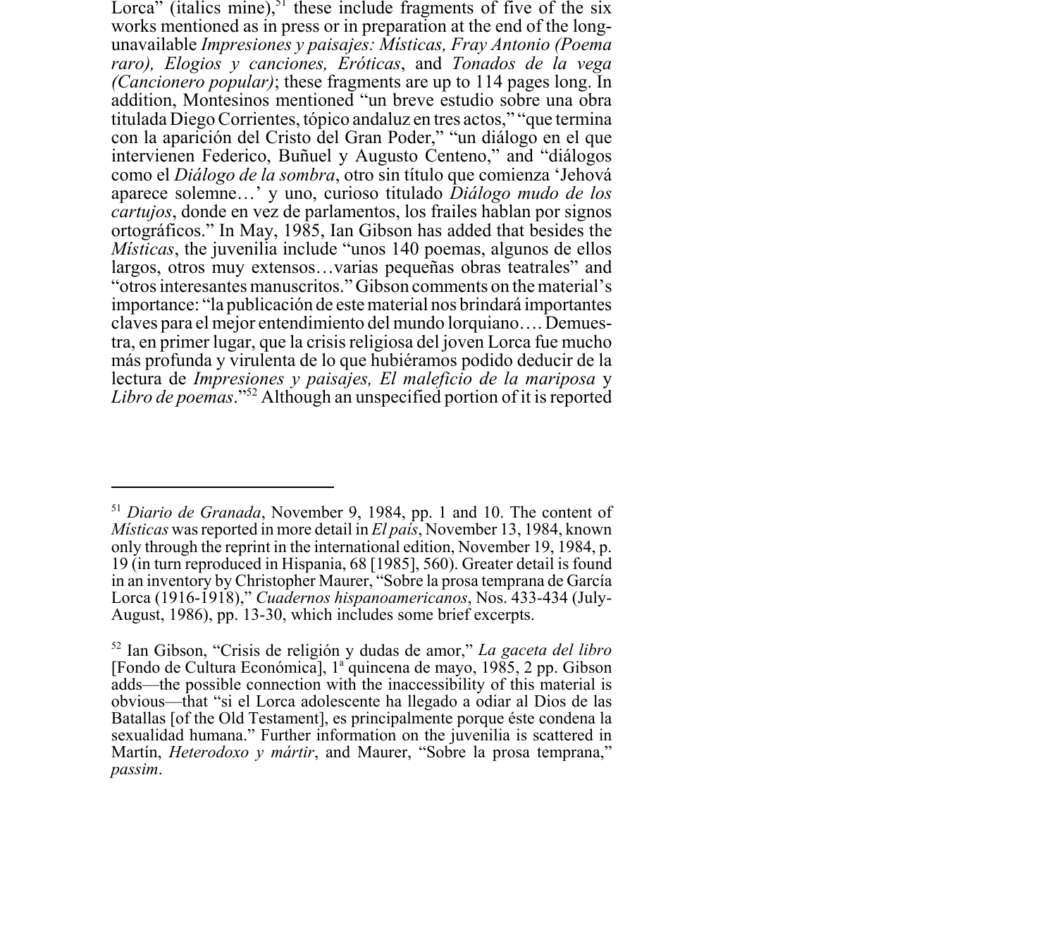Lorca" (italics mine),[51] these include fragments of five of the six works mentioned as in press or in preparation at the end of the long-unavailable *Impresiones y paisajes: Místicas, Fray Antonio (Poema raro), Elogios y canciones, Eróticas*, and *Tonados de la vega (Cancionero popular)*; these fragments are up to 114 pages long. In addition, Montesinos mentioned "un breve estudio sobre una obra titulada Diego Corrientes, tópico andaluz en tres actos," "que termina con la aparición del Cristo del Gran Poder," "un diálogo en el que intervienen Federico, Buñuel y Augusto Centeno," and "diálogos como el *Diálogo de la sombra*, otro sin título que comienza 'Jehová aparece solemne…' y uno, curioso titulado *Diálogo mudo de los cartujos*, donde en vez de parlamentos, los frailes hablan por signos ortográficos." In May, 1985, Ian Gibson has added that besides the *Místicas*, the juvenilia include "unos 140 poemas, algunos de ellos largos, otros muy extensos…varias pequeñas obras teatrales" and "otros interesantes manuscritos." Gibson comments on the material's importance: "la publicación de este material nos brindará importantes claves para el mejor entendimiento del mundo lorquiano…. Demuestra, en primer lugar, que la crisis religiosa del joven Lorca fue mucho más profunda y virulenta de lo que hubiéramos podido deducir de la lectura de *Impresiones y paisajes, El maleficio de la mariposa* y *Libro de poemas*."[52] Although an unspecified portion of it is reported

---

[51] *Diario de Granada*, November 9, 1984, pp. 1 and 10. The content of *Místicas* was reported in more detail in *El país*, November 13, 1984, known only through the reprint in the international edition, November 19, 1984, p. 19 (in turn reproduced in Hispania, 68 [1985], 560). Greater detail is found in an inventory by Christopher Maurer, "Sobre la prosa temprana de García Lorca (1916-1918)," *Cuadernos hispanoamericanos*, Nos. 433-434 (July-August, 1986), pp. 13-30, which includes some brief excerpts.

[52] Ian Gibson, "Crisis de religión y dudas de amor," *La gaceta del libro* [Fondo de Cultura Económica], 1ª quincena de mayo, 1985, 2 pp. Gibson adds—the possible connection with the inaccessibility of this material is obvious—that "si el Lorca adolescente ha llegado a odiar al Dios de las Batallas [of the Old Testament], es principalmente porque éste condena la sexualidad humana." Further information on the juvenilia is scattered in Martín, *Heterodoxo y mártir*, and Maurer, "Sobre la prosa temprana," *passim*.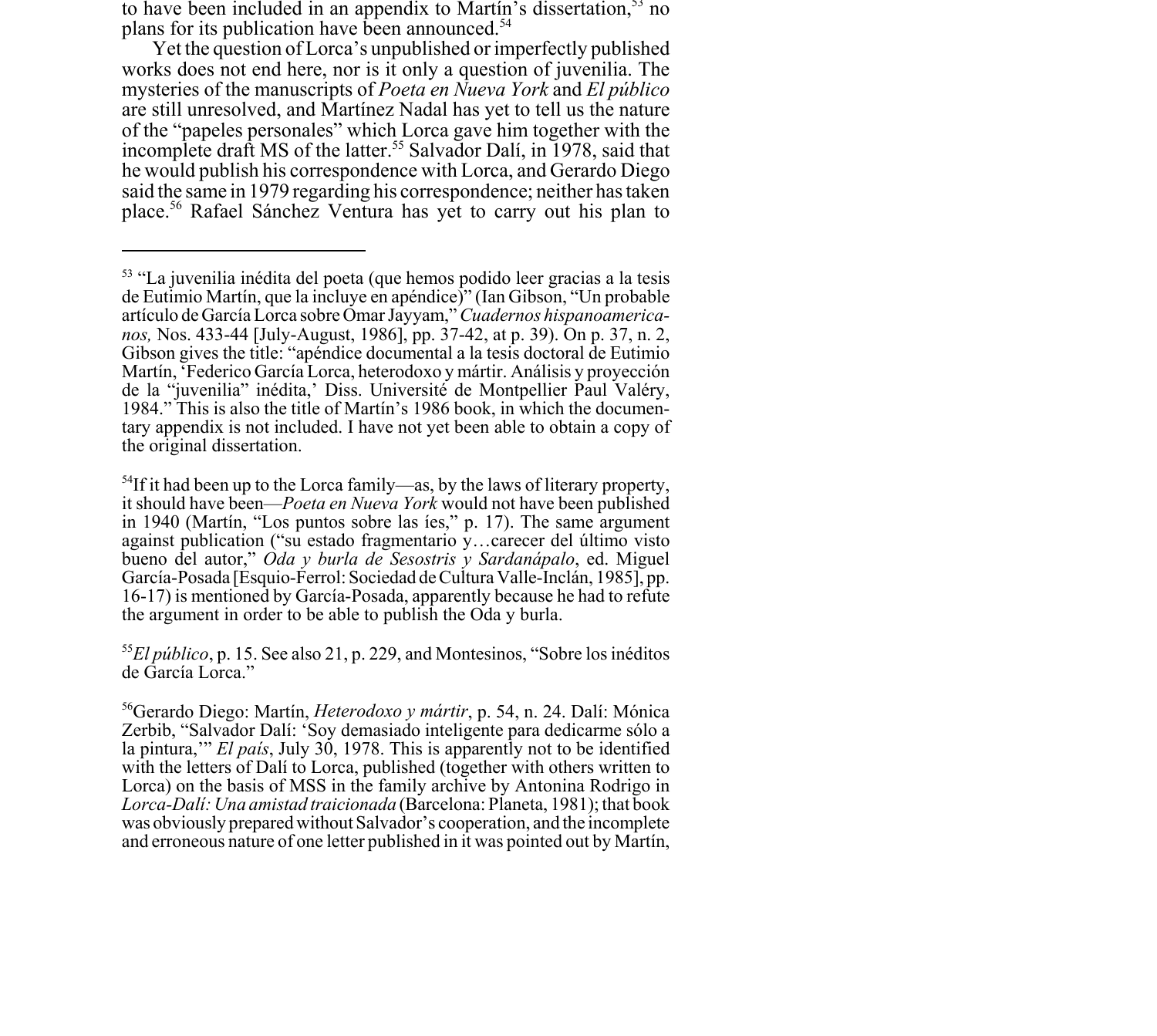to have been included in an appendix to Martín's dissertation,[53] no plans for its publication have been announced.[54]

Yet the question of Lorca's unpublished or imperfectly published works does not end here, nor is it only a question of juvenilia. The mysteries of the manuscripts of *Poeta en Nueva York* and *El público* are still unresolved, and Martínez Nadal has yet to tell us the nature of the "papeles personales" which Lorca gave him together with the incomplete draft MS of the latter.[55] Salvador Dalí, in 1978, said that he would publish his correspondence with Lorca, and Gerardo Diego said the same in 1979 regarding his correspondence; neither has taken place.[56] Rafael Sánchez Ventura has yet to carry out his plan to

---

[53] "La juvenilia inédita del poeta (que hemos podido leer gracias a la tesis de Eutimio Martín, que la incluye en apéndice)" (Ian Gibson, "Un probable artículo de García Lorca sobre Omar Jayyam," *Cuadernos hispanoamericanos,* Nos. 433-44 [July-August, 1986], pp. 37-42, at p. 39). On p. 37, n. 2, Gibson gives the title: "apéndice documental a la tesis doctoral de Eutimio Martín, 'Federico García Lorca, heterodoxo y mártir. Análisis y proyección de la "juvenilia" inédita,' Diss. Université de Montpellier Paul Valéry, 1984." This is also the title of Martín's 1986 book, in which the documentary appendix is not included. I have not yet been able to obtain a copy of the original dissertation.

[54] If it had been up to the Lorca family—as, by the laws of literary property, it should have been—*Poeta en Nueva York* would not have been published in 1940 (Martín, "Los puntos sobre las íes," p. 17). The same argument against publication ("su estado fragmentario y…carecer del último visto bueno del autor," *Oda y burla de Sesostris y Sardanápalo*, ed. Miguel García-Posada [Esquio-Ferrol: Sociedad de Cultura Valle-Inclán, 1985], pp. 16-17) is mentioned by García-Posada, apparently because he had to refute the argument in order to be able to publish the Oda y burla.

[55] *El público*, p. 15. See also 21, p. 229, and Montesinos, "Sobre los inéditos de García Lorca."

[56] Gerardo Diego: Martín, *Heterodoxo y mártir*, p. 54, n. 24. Dalí: Mónica Zerbib, "Salvador Dalí: 'Soy demasiado inteligente para dedicarme sólo a la pintura,'" *El país*, July 30, 1978. This is apparently not to be identified with the letters of Dalí to Lorca, published (together with others written to Lorca) on the basis of MSS in the family archive by Antonina Rodrigo in *Lorca-Dalí: Una amistad traicionada* (Barcelona: Planeta, 1981); that book was obviously prepared without Salvador's cooperation, and the incomplete and erroneous nature of one letter published in it was pointed out by Martín,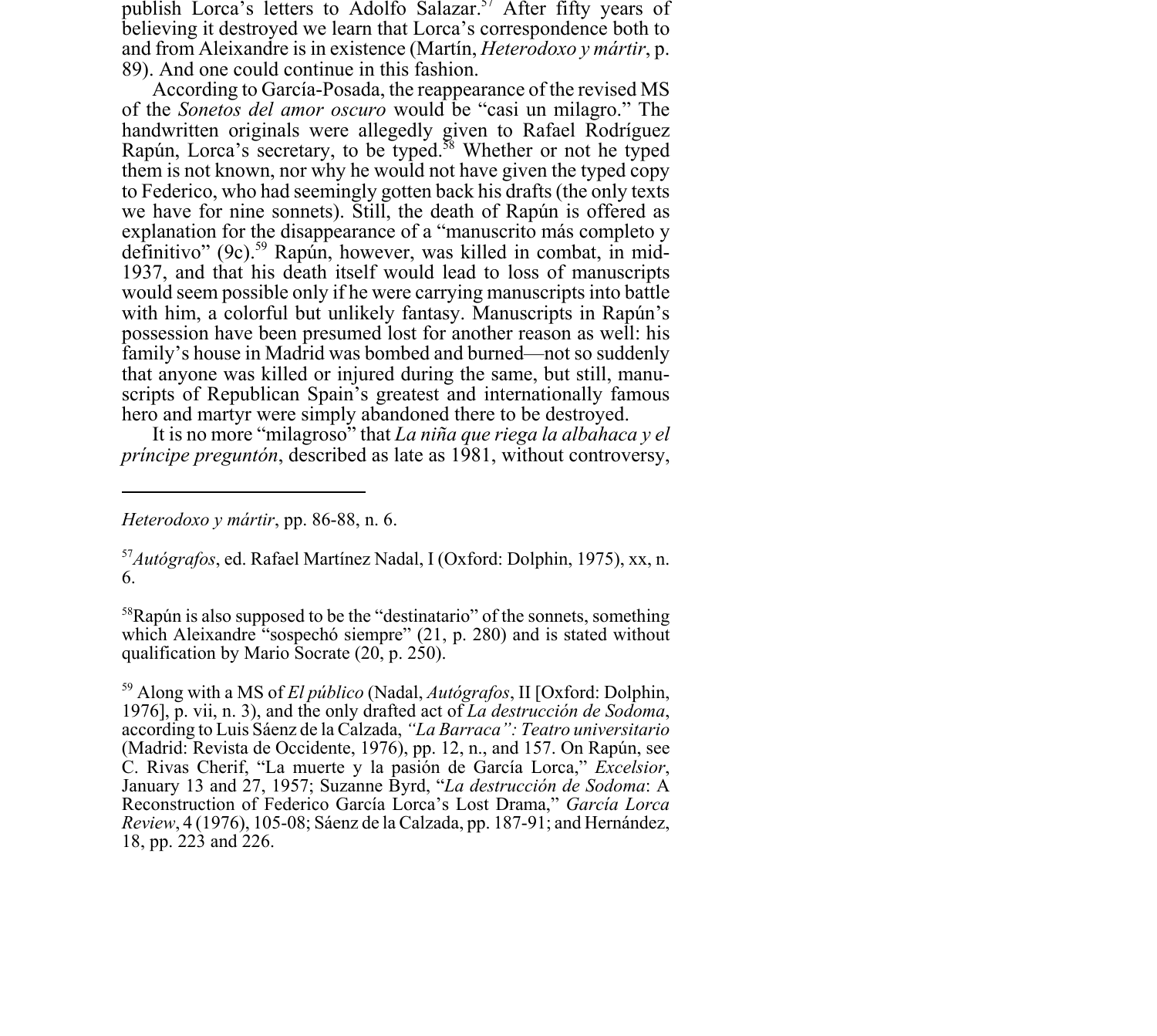publish Lorca's letters to Adolfo Salazar.[57] After fifty years of believing it destroyed we learn that Lorca's correspondence both to and from Aleixandre is in existence (Martín, *Heterodoxo y mártir*, p. 89). And one could continue in this fashion.

According to García-Posada, the reappearance of the revised MS of the *Sonetos del amor oscuro* would be "casi un milagro." The handwritten originals were allegedly given to Rafael Rodríguez Rapún, Lorca's secretary, to be typed.[58] Whether or not he typed them is not known, nor why he would not have given the typed copy to Federico, who had seemingly gotten back his drafts (the only texts we have for nine sonnets). Still, the death of Rapún is offered as explanation for the disappearance of a "manuscrito más completo y definitivo" (9c).[59] Rapún, however, was killed in combat, in mid-1937, and that his death itself would lead to loss of manuscripts would seem possible only if he were carrying manuscripts into battle with him, a colorful but unlikely fantasy. Manuscripts in Rapún's possession have been presumed lost for another reason as well: his family's house in Madrid was bombed and burned—not so suddenly that anyone was killed or injured during the same, but still, manuscripts of Republican Spain's greatest and internationally famous hero and martyr were simply abandoned there to be destroyed.

It is no more "milagroso" that *La niña que riega la albahaca y el príncipe preguntón*, described as late as 1981, without controversy,

---

*Heterodoxo y mártir*, pp. 86-88, n. 6.

[57] *Autógrafos*, ed. Rafael Martínez Nadal, I (Oxford: Dolphin, 1975), xx, n. 6.

[58] Rapún is also supposed to be the "destinatario" of the sonnets, something which Aleixandre "sospechó siempre" (21, p. 280) and is stated without qualification by Mario Socrate (20, p. 250).

[59] Along with a MS of *El público* (Nadal, *Autógrafos*, II [Oxford: Dolphin, 1976], p. vii, n. 3), and the only drafted act of *La destrucción de Sodoma*, according to Luis Sáenz de la Calzada, *"La Barraca": Teatro universitario* (Madrid: Revista de Occidente, 1976), pp. 12, n., and 157. On Rapún, see C. Rivas Cherif, "La muerte y la pasión de García Lorca," *Excelsior*, January 13 and 27, 1957; Suzanne Byrd, "*La destrucción de Sodoma*: A Reconstruction of Federico García Lorca's Lost Drama," *García Lorca Review*, 4 (1976), 105-08; Sáenz de la Calzada, pp. 187-91; and Hernández, 18, pp. 223 and 226.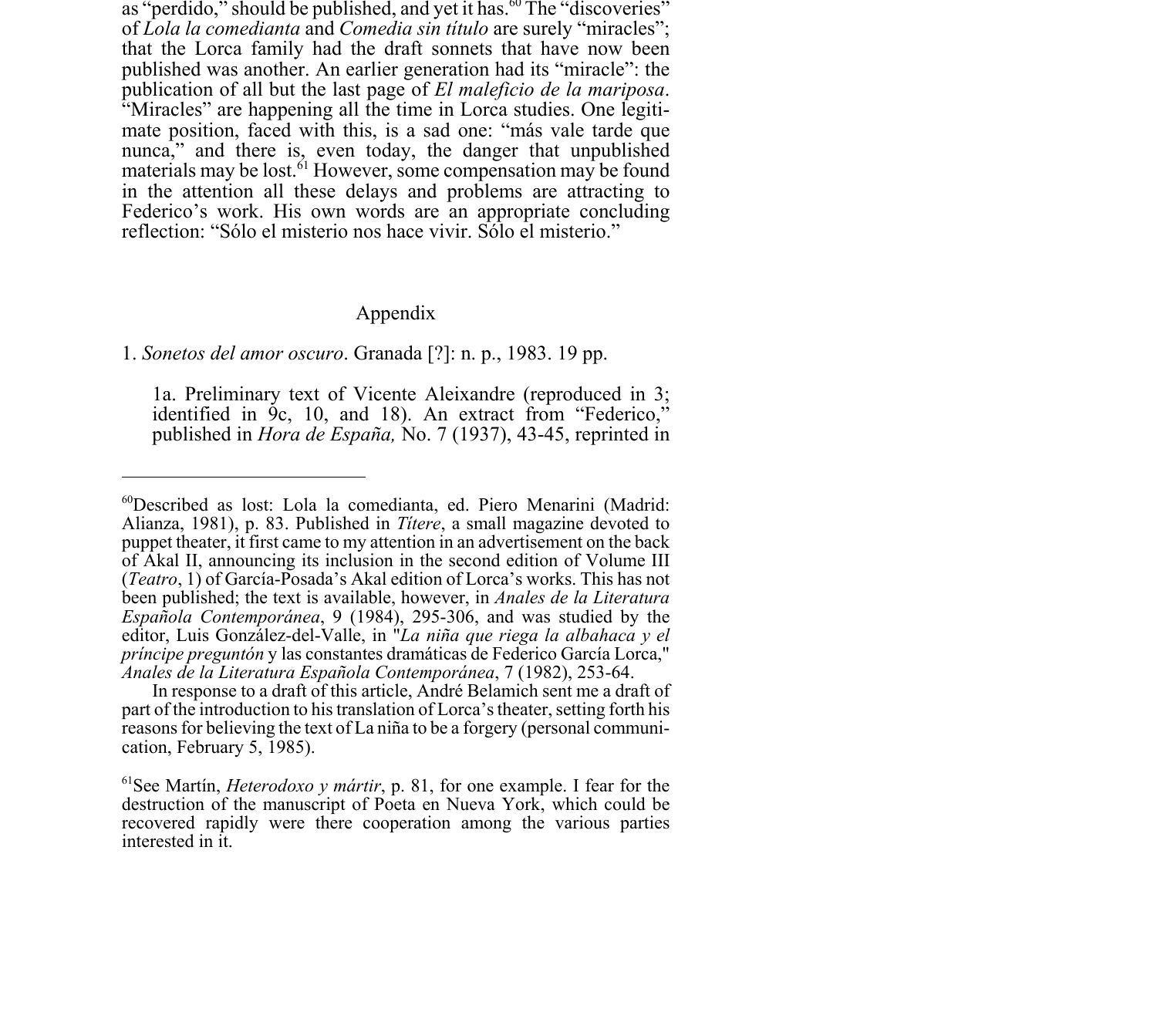as "perdido," should be published, and yet it has.[60] The "discoveries" of *Lola la comedianta* and *Comedia sin título* are surely "miracles"; that the Lorca family had the draft sonnets that have now been published was another. An earlier generation had its "miracle": the publication of all but the last page of *El maleficio de la mariposa*. "Miracles" are happening all the time in Lorca studies. One legitimate position, faced with this, is a sad one: "más vale tarde que nunca," and there is, even today, the danger that unpublished materials may be lost.[61] However, some compensation may be found in the attention all these delays and problems are attracting to Federico's work. His own words are an appropriate concluding reflection: "Sólo el misterio nos hace vivir. Sólo el misterio."

## Appendix

1. *Sonetos del amor oscuro*. Granada [?]: n. p., 1983. 19 pp.

   1a. Preliminary text of Vicente Aleixandre (reproduced in 3; identified in 9c, 10, and 18). An extract from "Federico," published in *Hora de España,* No. 7 (1937), 43-45, reprinted in

---

[60] Described as lost: Lola la comedianta, ed. Piero Menarini (Madrid: Alianza, 1981), p. 83. Published in *Títere*, a small magazine devoted to puppet theater, it first came to my attention in an advertisement on the back of Akal II, announcing its inclusion in the second edition of Volume III (*Teatro*, 1) of García-Posada's Akal edition of Lorca's works. This has not been published; the text is available, however, in *Anales de la Literatura Española Contemporánea*, 9 (1984), 295-306, and was studied by the editor, Luis González-del-Valle, in "*La niña que riega la albahaca y el príncipe preguntón* y las constantes dramáticas de Federico García Lorca," *Anales de la Literatura Española Contemporánea*, 7 (1982), 253-64.

In response to a draft of this article, André Belamich sent me a draft of part of the introduction to his translation of Lorca's theater, setting forth his reasons for believing the text of La niña to be a forgery (personal communication, February 5, 1985).

[61] See Martín, *Heterodoxo y mártir*, p. 81, for one example. I fear for the destruction of the manuscript of Poeta en Nueva York, which could be recovered rapidly were there cooperation among the various parties interested in it.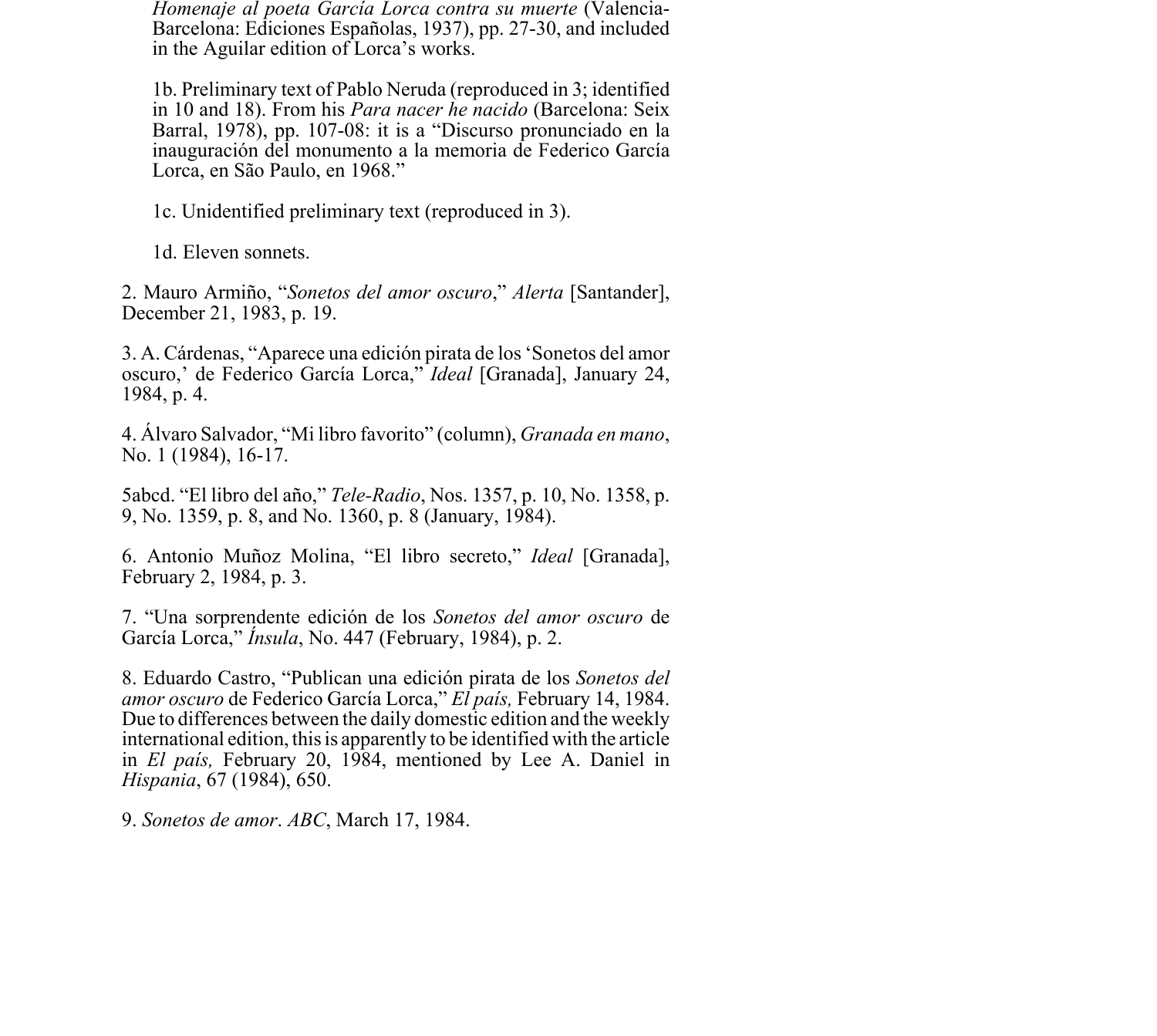*Homenaje al poeta García Lorca contra su muerte* (Valencia-Barcelona: Ediciones Españolas, 1937), pp. 27-30, and included in the Aguilar edition of Lorca's works.

1b. Preliminary text of Pablo Neruda (reproduced in 3; identified in 10 and 18). From his *Para nacer he nacido* (Barcelona: Seix Barral, 1978), pp. 107-08: it is a "Discurso pronunciado en la inauguración del monumento a la memoria de Federico García Lorca, en São Paulo, en 1968."

1c. Unidentified preliminary text (reproduced in 3).

1d. Eleven sonnets.

2. Mauro Armiño, "*Sonetos del amor oscuro*," *Alerta* [Santander], December 21, 1983, p. 19.

3. A. Cárdenas, "Aparece una edición pirata de los 'Sonetos del amor oscuro,' de Federico García Lorca," *Ideal* [Granada], January 24, 1984, p. 4.

4. Álvaro Salvador, "Mi libro favorito" (column), *Granada en mano*, No. 1 (1984), 16-17.

5abcd. "El libro del año," *Tele-Radio*, Nos. 1357, p. 10, No. 1358, p. 9, No. 1359, p. 8, and No. 1360, p. 8 (January, 1984).

6. Antonio Muñoz Molina, "El libro secreto," *Ideal* [Granada], February 2, 1984, p. 3.

7. "Una sorprendente edición de los *Sonetos del amor oscuro* de García Lorca," *Ínsula*, No. 447 (February, 1984), p. 2.

8. Eduardo Castro, "Publican una edición pirata de los *Sonetos del amor oscuro* de Federico García Lorca," *El país,* February 14, 1984. Due to differences between the daily domestic edition and the weekly international edition, this is apparently to be identified with the article in *El país,* February 20, 1984, mentioned by Lee A. Daniel in *Hispania*, 67 (1984), 650.

9. *Sonetos de amor*. *ABC*, March 17, 1984.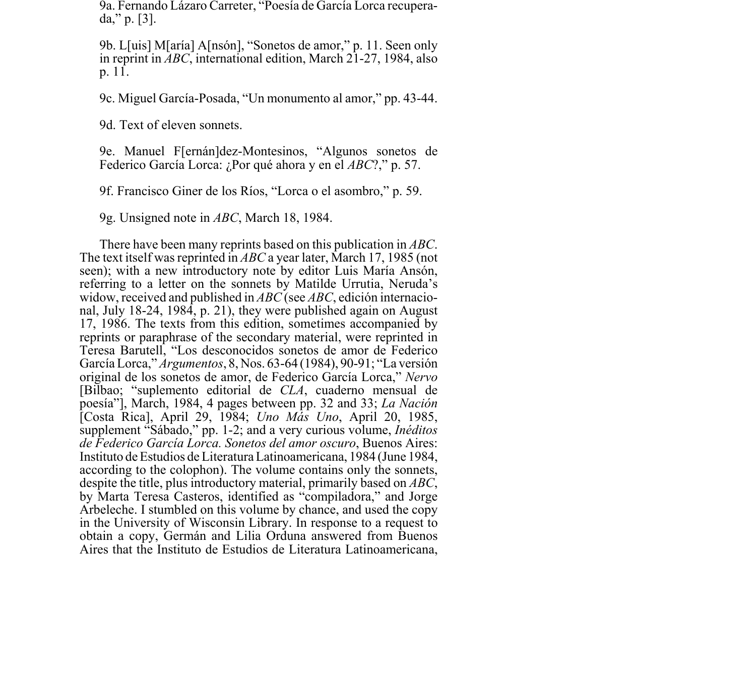9a. Fernando Lázaro Carreter, "Poesía de García Lorca recuperada," p. [3].

9b. L[uis] M[aría] A[nsón], "Sonetos de amor," p. 11. Seen only in reprint in *ABC*, international edition, March 21-27, 1984, also p. 11.

9c. Miguel García-Posada, "Un monumento al amor," pp. 43-44.

9d. Text of eleven sonnets.

9e. Manuel F[ernán]dez-Montesinos, "Algunos sonetos de Federico García Lorca: ¿Por qué ahora y en el *ABC*?," p. 57.

9f. Francisco Giner de los Ríos, "Lorca o el asombro," p. 59.

9g. Unsigned note in *ABC*, March 18, 1984.

There have been many reprints based on this publication in *ABC*. The text itself was reprinted in *ABC* a year later, March 17, 1985 (not seen); with a new introductory note by editor Luis María Ansón, referring to a letter on the sonnets by Matilde Urrutia, Neruda's widow, received and published in *ABC* (see *ABC*, edición internacional, July 18-24, 1984, p. 21), they were published again on August 17, 1986. The texts from this edition, sometimes accompanied by reprints or paraphrase of the secondary material, were reprinted in Teresa Barutell, "Los desconocidos sonetos de amor de Federico García Lorca," *Argumentos*, 8, Nos. 63-64 (1984), 90-91; "La versión original de los sonetos de amor, de Federico García Lorca," *Nervo* [Bilbao; "suplemento editorial de *CLA*, cuaderno mensual de poesía"], March, 1984, 4 pages between pp. 32 and 33; *La Nación* [Costa Rica], April 29, 1984; *Uno Más Uno*, April 20, 1985, supplement "Sábado," pp. 1-2; and a very curious volume, *Inéditos de Federico García Lorca. Sonetos del amor oscuro*, Buenos Aires: Instituto de Estudios de Literatura Latinoamericana, 1984 (June 1984, according to the colophon). The volume contains only the sonnets, despite the title, plus introductory material, primarily based on *ABC*, by Marta Teresa Casteros, identified as "compiladora," and Jorge Arbeleche. I stumbled on this volume by chance, and used the copy in the University of Wisconsin Library. In response to a request to obtain a copy, Germán and Lilia Orduna answered from Buenos Aires that the Instituto de Estudios de Literatura Latinoamericana,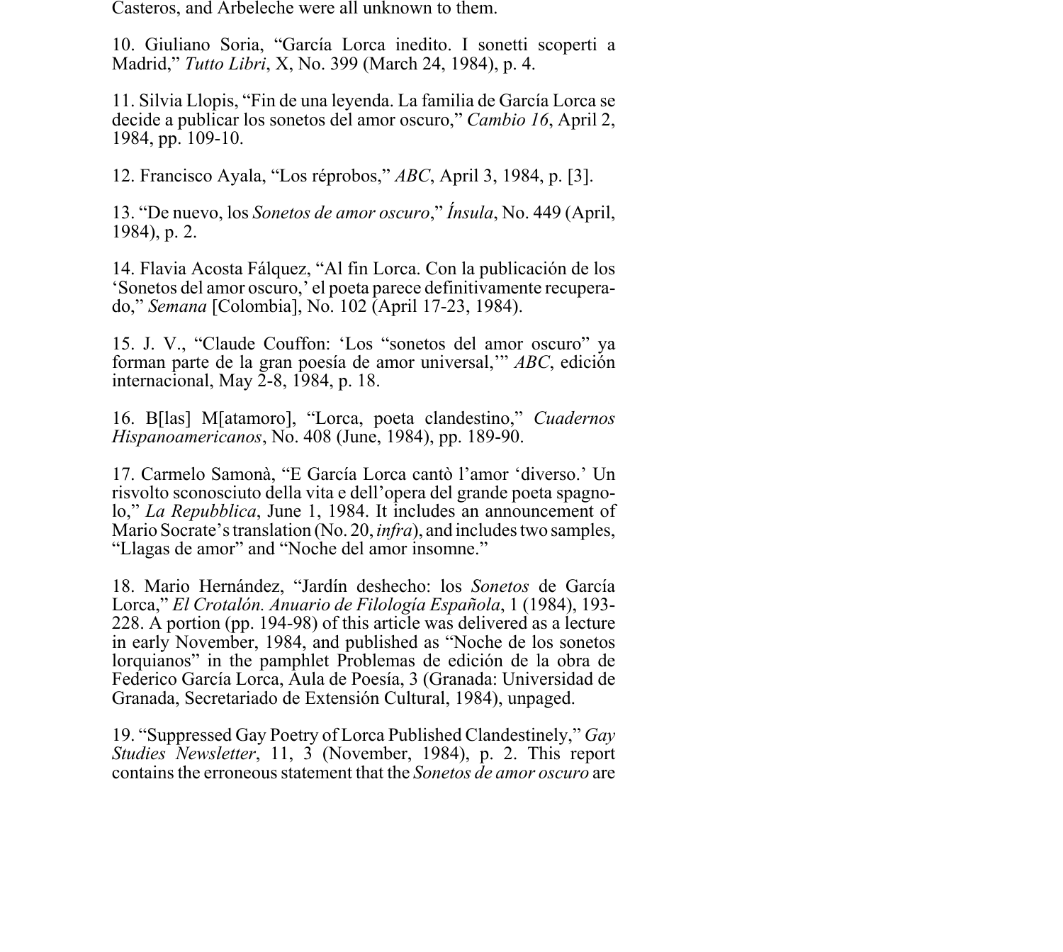Casteros, and Arbeleche were all unknown to them.

10. Giuliano Soria, “García Lorca inedito. I sonetti scoperti a Madrid,” *Tutto Libri*, X, No. 399 (March 24, 1984), p. 4.

11. Silvia Llopis, “Fin de una leyenda. La familia de García Lorca se decide a publicar los sonetos del amor oscuro,” *Cambio 16*, April 2, 1984, pp. 109-10.

12. Francisco Ayala, “Los réprobos,” *ABC*, April 3, 1984, p. [3].

13. “De nuevo, los *Sonetos de amor oscuro*,” *Ínsula*, No. 449 (April, 1984), p. 2.

14. Flavia Acosta Fálquez, “Al fin Lorca. Con la publicación de los ‘Sonetos del amor oscuro,’ el poeta parece definitivamente recuperado,” *Semana* [Colombia], No. 102 (April 17-23, 1984).

15. J. V., “Claude Couffon: ‘Los “sonetos del amor oscuro” ya forman parte de la gran poesía de amor universal,’” *ABC*, edición internacional, May 2-8, 1984, p. 18.

16. B[las] M[atamoro], “Lorca, poeta clandestino,” *Cuadernos Hispanoamericanos*, No. 408 (June, 1984), pp. 189-90.

17. Carmelo Samonà, “E García Lorca cantò l’amor ‘diverso.’ Un risvolto sconosciuto della vita e dell’opera del grande poeta spagnolo,” *La Repubblica*, June 1, 1984. It includes an announcement of Mario Socrate’s translation (No. 20, *infra*), and includes two samples, “Llagas de amor” and “Noche del amor insomne.”

18. Mario Hernández, “Jardín deshecho: los *Sonetos* de García Lorca,” *El Crotalón. Anuario de Filología Española*, 1 (1984), 193-228. A portion (pp. 194-98) of this article was delivered as a lecture in early November, 1984, and published as “Noche de los sonetos lorquianos” in the pamphlet Problemas de edición de la obra de Federico García Lorca, Aula de Poesía, 3 (Granada: Universidad de Granada, Secretariado de Extensión Cultural, 1984), unpaged.

19. “Suppressed Gay Poetry of Lorca Published Clandestinely,” *Gay Studies Newsletter*, 11, 3 (November, 1984), p. 2. This report contains the erroneous statement that the *Sonetos de amor oscuro* are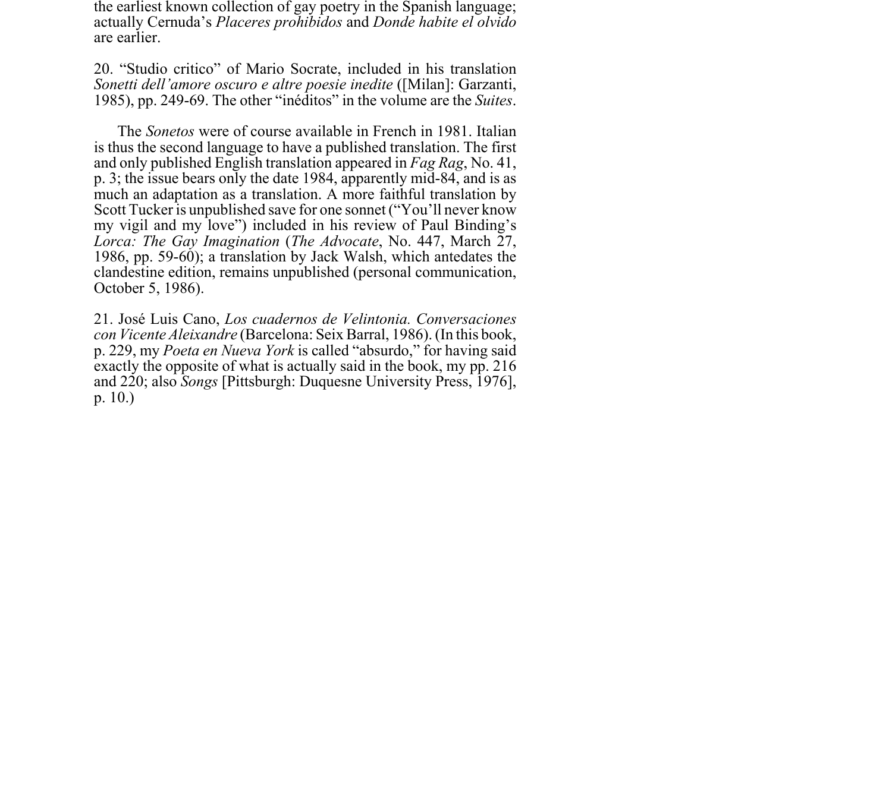the earliest known collection of gay poetry in the Spanish language; actually Cernuda's *Placeres prohibidos* and *Donde habite el olvido* are earlier.

20. "Studio critico" of Mario Socrate, included in his translation *Sonetti dell'amore oscuro e altre poesie inedite* ([Milan]: Garzanti, 1985), pp. 249-69. The other "inéditos" in the volume are the *Suites*.

The *Sonetos* were of course available in French in 1981. Italian is thus the second language to have a published translation. The first and only published English translation appeared in *Fag Rag*, No. 41, p. 3; the issue bears only the date 1984, apparently mid-84, and is as much an adaptation as a translation. A more faithful translation by Scott Tucker is unpublished save for one sonnet ("You'll never know my vigil and my love") included in his review of Paul Binding's *Lorca: The Gay Imagination* (*The Advocate*, No. 447, March 27, 1986, pp. 59-60); a translation by Jack Walsh, which antedates the clandestine edition, remains unpublished (personal communication, October 5, 1986).

21. José Luis Cano, *Los cuadernos de Velintonia. Conversaciones con Vicente Aleixandre* (Barcelona: Seix Barral, 1986). (In this book, p. 229, my *Poeta en Nueva York* is called "absurdo," for having said exactly the opposite of what is actually said in the book, my pp. 216 and 220; also *Songs* [Pittsburgh: Duquesne University Press, 1976], p. 10.)